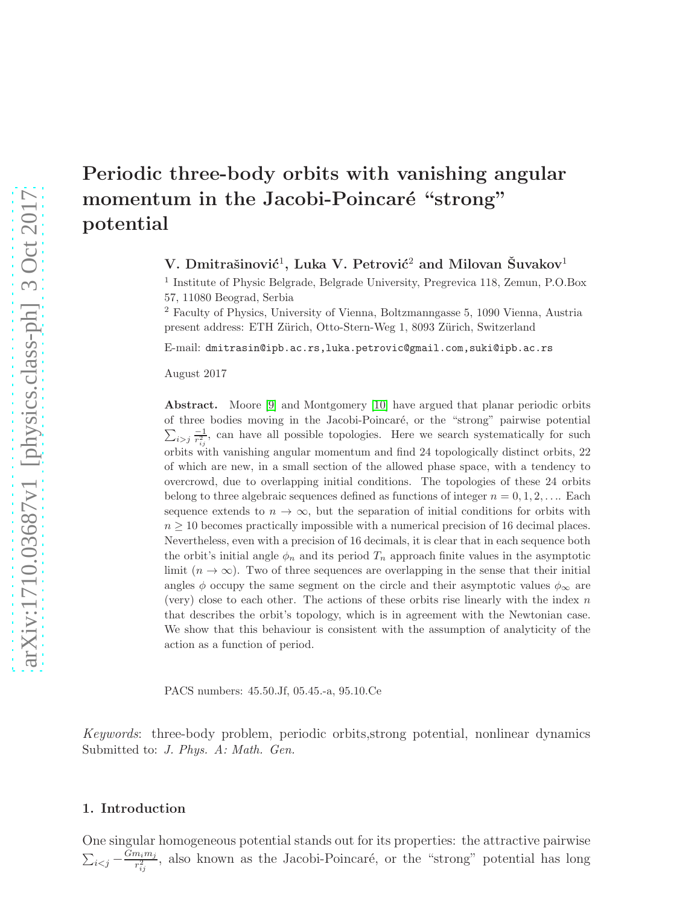# Periodic three-body orbits with vanishing angular momentum in the Jacobi-Poincaré “strong” potential

**V. Dmitrašinović[1], Luka V. Petrović[2] and Milovan Šuvakov[1]**

[1] Institute of Physic Belgrade, Belgrade University, Pregrevica 118, Zemun, P.O.Box 57, 11080 Beograd, Serbia

[2] Faculty of Physics, University of Vienna, Boltzmanngasse 5, 1090 Vienna, Austria present address: ETH Zürich, Otto-Stern-Weg 1, 8093 Zürich, Switzerland

E-mail: dmitrasin@ipb.ac.rs,luka.petrovic@gmail.com,suki@ipb.ac.rs

August 2017

**Abstract.** Moore [9] and Montgomery [10] have argued that planar periodic orbits of three bodies moving in the Jacobi-Poincaré, or the “strong” pairwise potential $\sum_{i>j} \frac{-1}{r_{ij}^2}$, can have all possible topologies. Here we search systematically for such orbits with vanishing angular momentum and find 24 topologically distinct orbits, 22 of which are new, in a small section of the allowed phase space, with a tendency to overcrowd, due to overlapping initial conditions. The topologies of these 24 orbits belong to three algebraic sequences defined as functions of integer $n = 0, 1, 2, \ldots$. Each sequence extends to $n \to \infty$, but the separation of initial conditions for orbits with $n \geq 10$ becomes practically impossible with a numerical precision of 16 decimal places. Nevertheless, even with a precision of 16 decimals, it is clear that in each sequence both the orbit's initial angle $\phi_n$ and its period $T_n$ approach finite values in the asymptotic limit ($n \to \infty$). Two of three sequences are overlapping in the sense that their initial angles $\phi$ occupy the same segment on the circle and their asymptotic values $\phi_\infty$ are (very) close to each other. The actions of these orbits rise linearly with the index $n$ that describes the orbit's topology, which is in agreement with the Newtonian case. We show that this behaviour is consistent with the assumption of analyticity of the action as a function of period.

PACS numbers: 45.50.Jf, 05.45.-a, 95.10.Ce

*Keywords*: three-body problem, periodic orbits,strong potential, nonlinear dynamics
Submitted to: *J. Phys. A: Math. Gen.*

## 1. Introduction

One singular homogeneous potential stands out for its properties: the attractive pairwise $\sum_{i<j} -\frac{Gm_i m_j}{r_{ij}^2}$, also known as the Jacobi-Poincaré, or the “strong” potential has long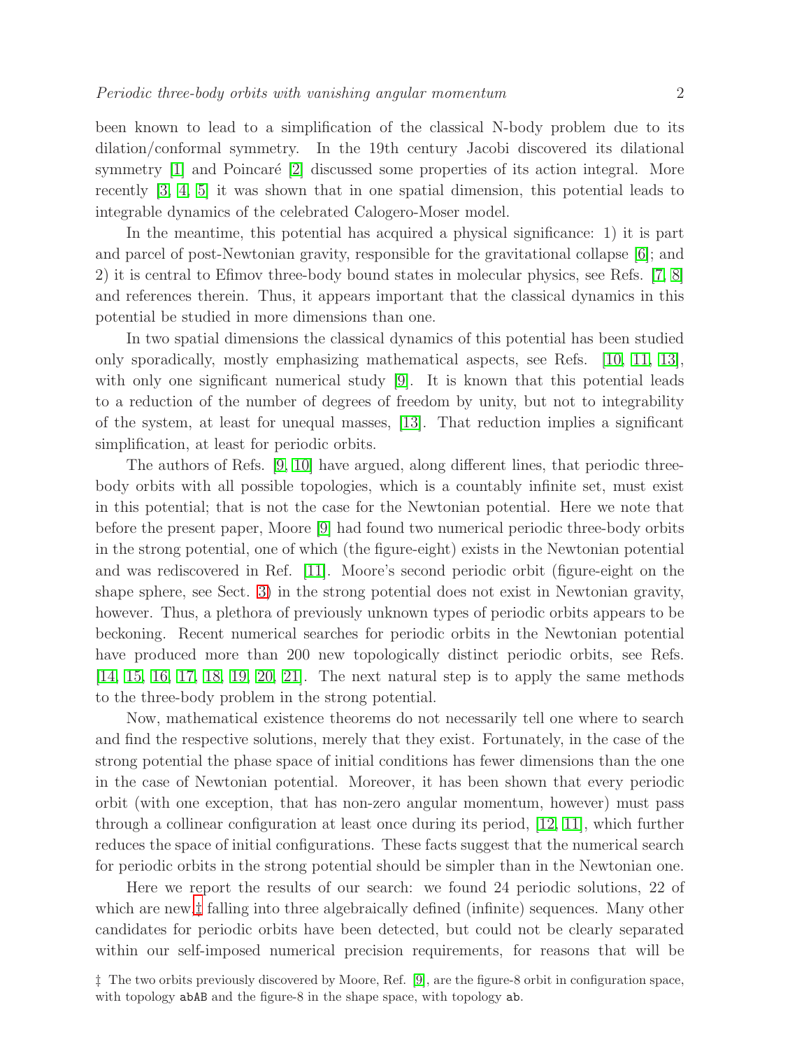been known to lead to a simplification of the classical N-body problem due to its dilation/conformal symmetry. In the 19th century Jacobi discovered its dilational symmetry [1] and Poincaré [2] discussed some properties of its action integral. More recently [3, 4, 5] it was shown that in one spatial dimension, this potential leads to integrable dynamics of the celebrated Calogero-Moser model.

In the meantime, this potential has acquired a physical significance: 1) it is part and parcel of post-Newtonian gravity, responsible for the gravitational collapse [6]; and 2) it is central to Efimov three-body bound states in molecular physics, see Refs. [7, 8] and references therein. Thus, it appears important that the classical dynamics in this potential be studied in more dimensions than one.

In two spatial dimensions the classical dynamics of this potential has been studied only sporadically, mostly emphasizing mathematical aspects, see Refs. [10, 11, 13], with only one significant numerical study [9]. It is known that this potential leads to a reduction of the number of degrees of freedom by unity, but not to integrability of the system, at least for unequal masses, [13]. That reduction implies a significant simplification, at least for periodic orbits.

The authors of Refs. [9, 10] have argued, along different lines, that periodic three-body orbits with all possible topologies, which is a countably infinite set, must exist in this potential; that is not the case for the Newtonian potential. Here we note that before the present paper, Moore [9] had found two numerical periodic three-body orbits in the strong potential, one of which (the figure-eight) exists in the Newtonian potential and was rediscovered in Ref. [11]. Moore's second periodic orbit (figure-eight on the shape sphere, see Sect. 3) in the strong potential does not exist in Newtonian gravity, however. Thus, a plethora of previously unknown types of periodic orbits appears to be beckoning. Recent numerical searches for periodic orbits in the Newtonian potential have produced more than 200 new topologically distinct periodic orbits, see Refs. [14, 15, 16, 17, 18, 19, 20, 21]. The next natural step is to apply the same methods to the three-body problem in the strong potential.

Now, mathematical existence theorems do not necessarily tell one where to search and find the respective solutions, merely that they exist. Fortunately, in the case of the strong potential the phase space of initial conditions has fewer dimensions than the one in the case of Newtonian potential. Moreover, it has been shown that every periodic orbit (with one exception, that has non-zero angular momentum, however) must pass through a collinear configuration at least once during its period, [12, 11], which further reduces the space of initial configurations. These facts suggest that the numerical search for periodic orbits in the strong potential should be simpler than in the Newtonian one.

Here we report the results of our search: we found 24 periodic solutions, 22 of which are new,‡ falling into three algebraically defined (infinite) sequences. Many other candidates for periodic orbits have been detected, but could not be clearly separated within our self-imposed numerical precision requirements, for reasons that will be

‡ The two orbits previously discovered by Moore, Ref. [9], are the figure-8 orbit in configuration space, with topology `abAB` and the figure-8 in the shape space, with topology `ab`.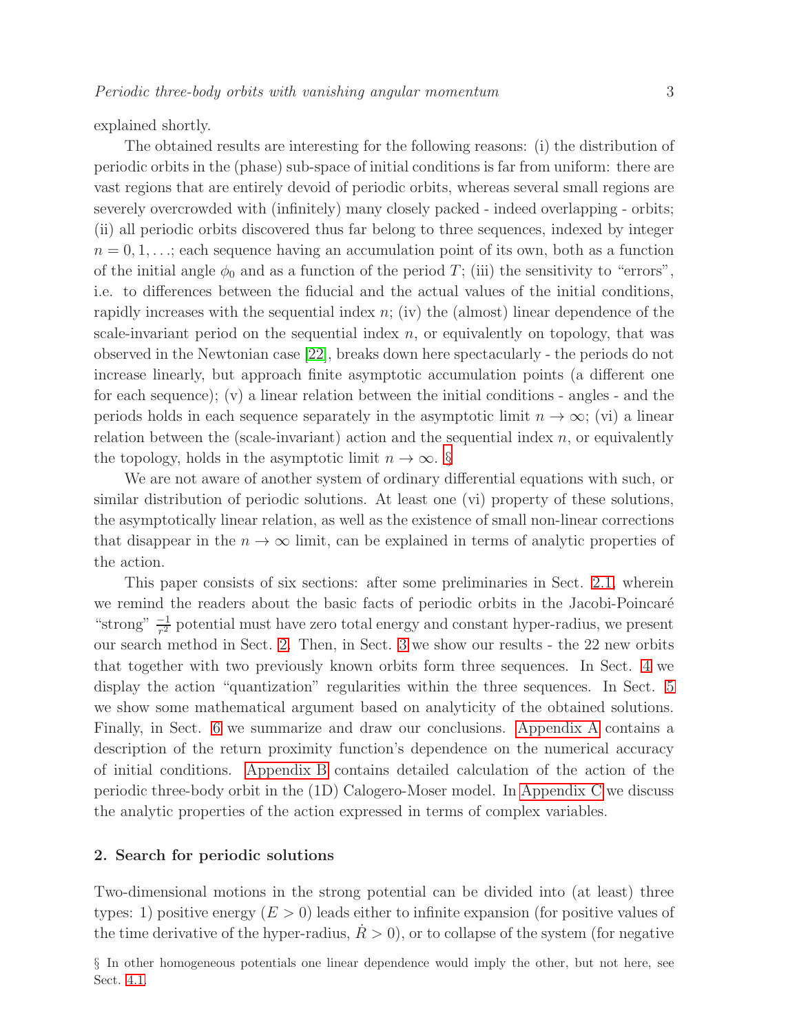explained shortly.

The obtained results are interesting for the following reasons: (i) the distribution of periodic orbits in the (phase) sub-space of initial conditions is far from uniform: there are vast regions that are entirely devoid of periodic orbits, whereas several small regions are severely overcrowded with (infinitely) many closely packed - indeed overlapping - orbits; (ii) all periodic orbits discovered thus far belong to three sequences, indexed by integer $n = 0, 1, \ldots$; each sequence having an accumulation point of its own, both as a function of the initial angle $\phi_0$ and as a function of the period $T$; (iii) the sensitivity to "errors", i.e. to differences between the fiducial and the actual values of the initial conditions, rapidly increases with the sequential index $n$; (iv) the (almost) linear dependence of the scale-invariant period on the sequential index $n$, or equivalently on topology, that was observed in the Newtonian case [22], breaks down here spectacularly - the periods do not increase linearly, but approach finite asymptotic accumulation points (a different one for each sequence); (v) a linear relation between the initial conditions - angles - and the periods holds in each sequence separately in the asymptotic limit $n \to \infty$; (vi) a linear relation between the (scale-invariant) action and the sequential index $n$, or equivalently the topology, holds in the asymptotic limit $n \to \infty$. §

We are not aware of another system of ordinary differential equations with such, or similar distribution of periodic solutions. At least one (vi) property of these solutions, the asymptotically linear relation, as well as the existence of small non-linear corrections that disappear in the $n \to \infty$ limit, can be explained in terms of analytic properties of the action.

This paper consists of six sections: after some preliminaries in Sect. 2.1, wherein we remind the readers about the basic facts of periodic orbits in the Jacobi-Poincaré "strong" $\frac{-1}{r^2}$ potential must have zero total energy and constant hyper-radius, we present our search method in Sect. 2. Then, in Sect. 3 we show our results - the 22 new orbits that together with two previously known orbits form three sequences. In Sect. 4 we display the action "quantization" regularities within the three sequences. In Sect. 5 we show some mathematical argument based on analyticity of the obtained solutions. Finally, in Sect. 6 we summarize and draw our conclusions. Appendix A contains a description of the return proximity function's dependence on the numerical accuracy of initial conditions. Appendix B contains detailed calculation of the action of the periodic three-body orbit in the (1D) Calogero-Moser model. In Appendix C we discuss the analytic properties of the action expressed in terms of complex variables.

## 2. Search for periodic solutions

Two-dimensional motions in the strong potential can be divided into (at least) three types: 1) positive energy ($E > 0$) leads either to infinite expansion (for positive values of the time derivative of the hyper-radius, $\dot{R} > 0$), or to collapse of the system (for negative

§ In other homogeneous potentials one linear dependence would imply the other, but not here, see Sect. 4.1.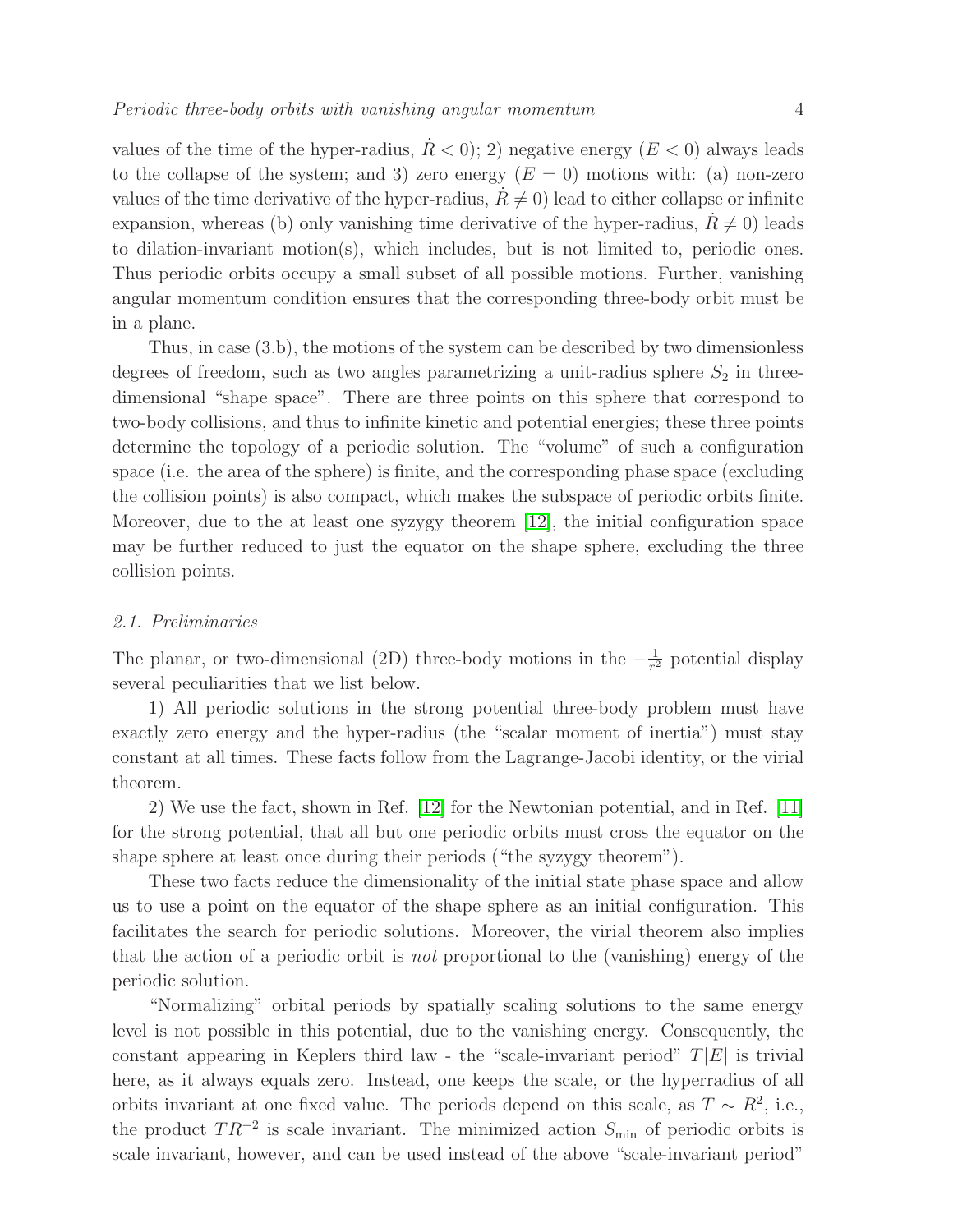values of the time of the hyper-radius, $\dot{R} < 0$); 2) negative energy ($E < 0$) always leads to the collapse of the system; and 3) zero energy ($E = 0$) motions with: (a) non-zero values of the time derivative of the hyper-radius, $\dot{R} \neq 0$) lead to either collapse or infinite expansion, whereas (b) only vanishing time derivative of the hyper-radius, $\dot{R} \neq 0$) leads to dilation-invariant motion(s), which includes, but is not limited to, periodic ones. Thus periodic orbits occupy a small subset of all possible motions. Further, vanishing angular momentum condition ensures that the corresponding three-body orbit must be in a plane.

Thus, in case (3.b), the motions of the system can be described by two dimensionless degrees of freedom, such as two angles parametrizing a unit-radius sphere $S_2$ in three-dimensional "shape space". There are three points on this sphere that correspond to two-body collisions, and thus to infinite kinetic and potential energies; these three points determine the topology of a periodic solution. The "volume" of such a configuration space (i.e. the area of the sphere) is finite, and the corresponding phase space (excluding the collision points) is also compact, which makes the subspace of periodic orbits finite. Moreover, due to the at least one syzygy theorem [12], the initial configuration space may be further reduced to just the equator on the shape sphere, excluding the three collision points.

### *2.1. Preliminaries*

The planar, or two-dimensional (2D) three-body motions in the $-\frac{1}{r^2}$ potential display several peculiarities that we list below.

1) All periodic solutions in the strong potential three-body problem must have exactly zero energy and the hyper-radius (the "scalar moment of inertia") must stay constant at all times. These facts follow from the Lagrange-Jacobi identity, or the virial theorem.

2) We use the fact, shown in Ref. [12] for the Newtonian potential, and in Ref. [11] for the strong potential, that all but one periodic orbits must cross the equator on the shape sphere at least once during their periods ("the syzygy theorem").

These two facts reduce the dimensionality of the initial state phase space and allow us to use a point on the equator of the shape sphere as an initial configuration. This facilitates the search for periodic solutions. Moreover, the virial theorem also implies that the action of a periodic orbit is *not* proportional to the (vanishing) energy of the periodic solution.

"Normalizing" orbital periods by spatially scaling solutions to the same energy level is not possible in this potential, due to the vanishing energy. Consequently, the constant appearing in Keplers third law - the "scale-invariant period" $T|E|$ is trivial here, as it always equals zero. Instead, one keeps the scale, or the hyperradius of all orbits invariant at one fixed value. The periods depend on this scale, as $T \sim R^2$, i.e., the product $TR^{-2}$ is scale invariant. The minimized action $S_{\min}$ of periodic orbits is scale invariant, however, and can be used instead of the above "scale-invariant period"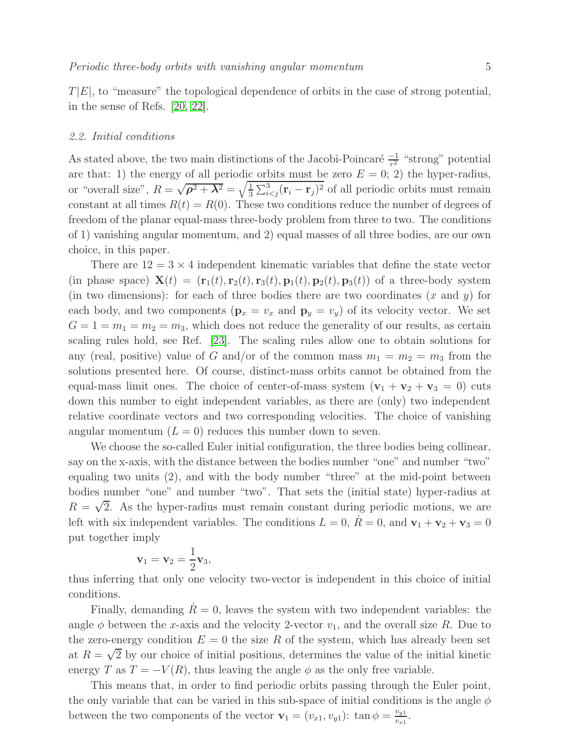$T|E|$, to "measure" the topological dependence of orbits in the case of strong potential, in the sense of Refs. [20, 22].

### *2.2. Initial conditions*

As stated above, the two main distinctions of the Jacobi-Poincaré $\frac{-1}{r^2}$ "strong" potential are that: 1) the energy of all periodic orbits must be zero $E = 0$; 2) the hyper-radius, or "overall size", $R = \sqrt{\boldsymbol{\rho}^2 + \boldsymbol{\lambda}^2} = \sqrt{\frac{1}{3}\sum_{i<j}^{3}(\mathbf{r}_i - \mathbf{r}_j)^2}$ of all periodic orbits must remain constant at all times $R(t) = R(0)$. These two conditions reduce the number of degrees of freedom of the planar equal-mass three-body problem from three to two. The conditions of 1) vanishing angular momentum, and 2) equal masses of all three bodies, are our own choice, in this paper.

There are $12 = 3 \times 4$ independent kinematic variables that define the state vector (in phase space) $\mathbf{X}(t) = (\mathbf{r}_1(t), \mathbf{r}_2(t), \mathbf{r}_3(t), \mathbf{p}_1(t), \mathbf{p}_2(t), \mathbf{p}_3(t))$ of a three-body system (in two dimensions): for each of three bodies there are two coordinates ($x$ and $y$) for each body, and two components ($\mathbf{p}_x = v_x$ and $\mathbf{p}_y = v_y$) of its velocity vector. We set $G = 1 = m_1 = m_2 = m_3$, which does not reduce the generality of our results, as certain scaling rules hold, see Ref. [23]. The scaling rules allow one to obtain solutions for any (real, positive) value of $G$ and/or of the common mass $m_1 = m_2 = m_3$ from the solutions presented here. Of course, distinct-mass orbits cannot be obtained from the equal-mass limit ones. The choice of center-of-mass system ($\mathbf{v}_1 + \mathbf{v}_2 + \mathbf{v}_3 = 0$) cuts down this number to eight independent variables, as there are (only) two independent relative coordinate vectors and two corresponding velocities. The choice of vanishing angular momentum ($L = 0$) reduces this number down to seven.

We choose the so-called Euler initial configuration, the three bodies being collinear, say on the x-axis, with the distance between the bodies number "one" and number "two" equaling two units (2), and with the body number "three" at the mid-point between bodies number "one" and number "two". That sets the (initial state) hyper-radius at $R = \sqrt{2}$. As the hyper-radius must remain constant during periodic motions, we are left with six independent variables. The conditions $L = 0$, $\dot{R} = 0$, and $\mathbf{v}_1 + \mathbf{v}_2 + \mathbf{v}_3 = 0$ put together imply

$$\mathbf{v}_1 = \mathbf{v}_2 = \frac{1}{2}\mathbf{v}_3,$$

thus inferring that only one velocity two-vector is independent in this choice of initial conditions.

Finally, demanding $\dot{R} = 0$, leaves the system with two independent variables: the angle $\phi$ between the $x$-axis and the velocity 2-vector $v_1$, and the overall size $R$. Due to the zero-energy condition $E = 0$ the size $R$ of the system, which has already been set at $R = \sqrt{2}$ by our choice of initial positions, determines the value of the initial kinetic energy $T$ as $T = -V(R)$, thus leaving the angle $\phi$ as the only free variable.

This means that, in order to find periodic orbits passing through the Euler point, the only variable that can be varied in this sub-space of initial conditions is the angle $\phi$ between the two components of the vector $\mathbf{v}_1 = (v_{x1}, v_{y1})$: $\tan\phi = \frac{v_{y1}}{v_{x1}}$.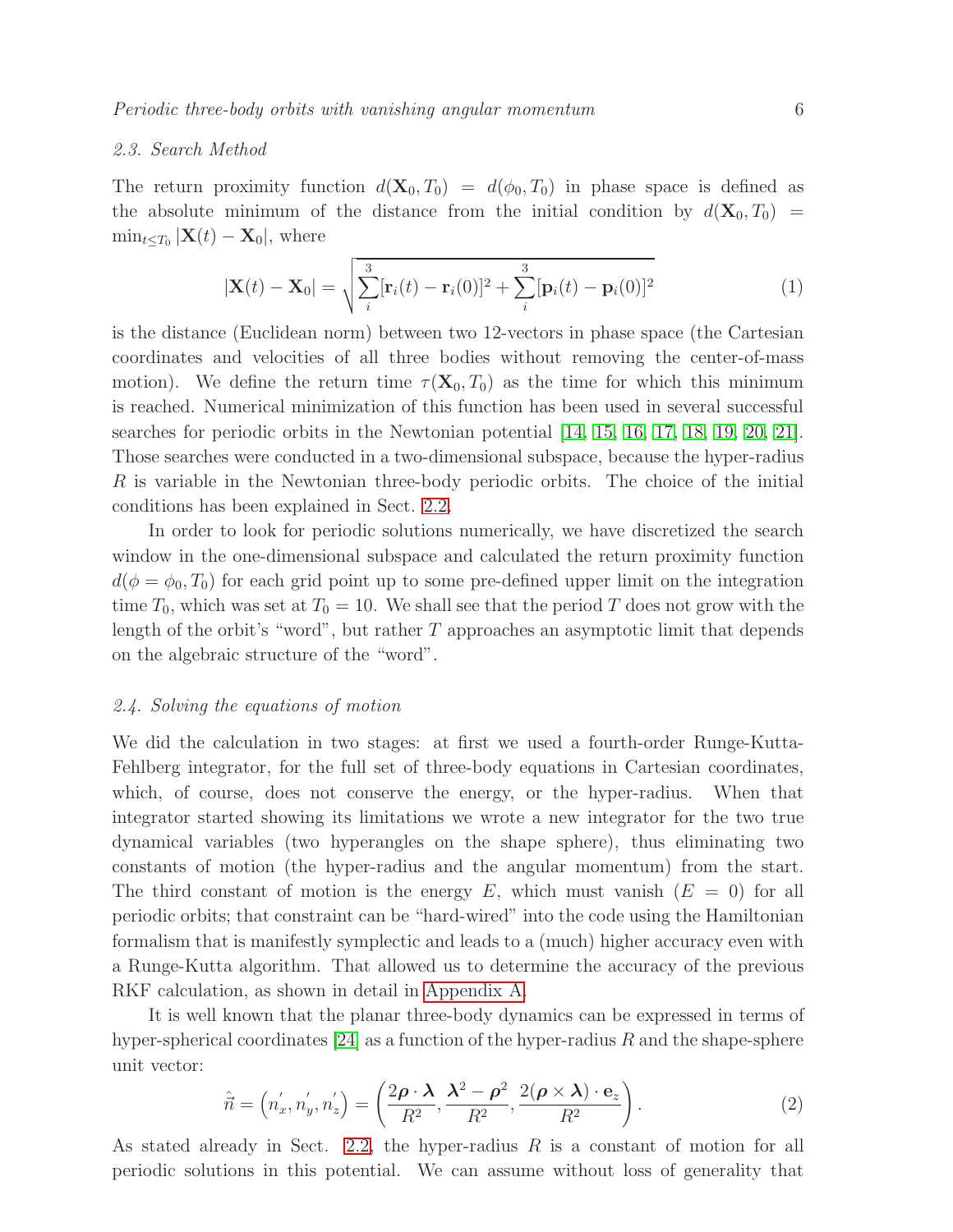### 2.3. Search Method

The return proximity function $d(\mathbf{X}_0, T_0) = d(\phi_0, T_0)$ in phase space is defined as the absolute minimum of the distance from the initial condition by $d(\mathbf{X}_0, T_0) = \min_{t \leq T_0} |\mathbf{X}(t) - \mathbf{X}_0|$, where

$$|\mathbf{X}(t) - \mathbf{X}_0| = \sqrt{\sum_{i}^{3} [\mathbf{r}_i(t) - \mathbf{r}_i(0)]^2 + \sum_{i}^{3} [\mathbf{p}_i(t) - \mathbf{p}_i(0)]^2} \tag{1}$$

is the distance (Euclidean norm) between two 12-vectors in phase space (the Cartesian coordinates and velocities of all three bodies without removing the center-of-mass motion). We define the return time $\tau(\mathbf{X}_0, T_0)$ as the time for which this minimum is reached. Numerical minimization of this function has been used in several successful searches for periodic orbits in the Newtonian potential [14, 15, 16, 17, 18, 19, 20, 21]. Those searches were conducted in a two-dimensional subspace, because the hyper-radius $R$ is variable in the Newtonian three-body periodic orbits. The choice of the initial conditions has been explained in Sect. 2.2.

In order to look for periodic solutions numerically, we have discretized the search window in the one-dimensional subspace and calculated the return proximity function $d(\phi = \phi_0, T_0)$ for each grid point up to some pre-defined upper limit on the integration time $T_0$, which was set at $T_0 = 10$. We shall see that the period $T$ does not grow with the length of the orbit's "word", but rather $T$ approaches an asymptotic limit that depends on the algebraic structure of the "word".

### 2.4. Solving the equations of motion

We did the calculation in two stages: at first we used a fourth-order Runge-Kutta-Fehlberg integrator, for the full set of three-body equations in Cartesian coordinates, which, of course, does not conserve the energy, or the hyper-radius. When that integrator started showing its limitations we wrote a new integrator for the two true dynamical variables (two hyperangles on the shape sphere), thus eliminating two constants of motion (the hyper-radius and the angular momentum) from the start. The third constant of motion is the energy $E$, which must vanish ($E = 0$) for all periodic orbits; that constraint can be "hard-wired" into the code using the Hamiltonian formalism that is manifestly symplectic and leads to a (much) higher accuracy even with a Runge-Kutta algorithm. That allowed us to determine the accuracy of the previous RKF calculation, as shown in detail in Appendix A.

It is well known that the planar three-body dynamics can be expressed in terms of hyper-spherical coordinates [24] as a function of the hyper-radius $R$ and the shape-sphere unit vector:

$$\hat{\vec{n}} = \left(n_x^{'}, n_y^{'}, n_z^{'}\right) = \left(\frac{2\boldsymbol{\rho} \cdot \boldsymbol{\lambda}}{R^2}, \frac{\boldsymbol{\lambda}^2 - \boldsymbol{\rho}^2}{R^2}, \frac{2(\boldsymbol{\rho} \times \boldsymbol{\lambda}) \cdot \mathbf{e}_z}{R^2}\right). \tag{2}$$

As stated already in Sect. 2.2, the hyper-radius $R$ is a constant of motion for all periodic solutions in this potential. We can assume without loss of generality that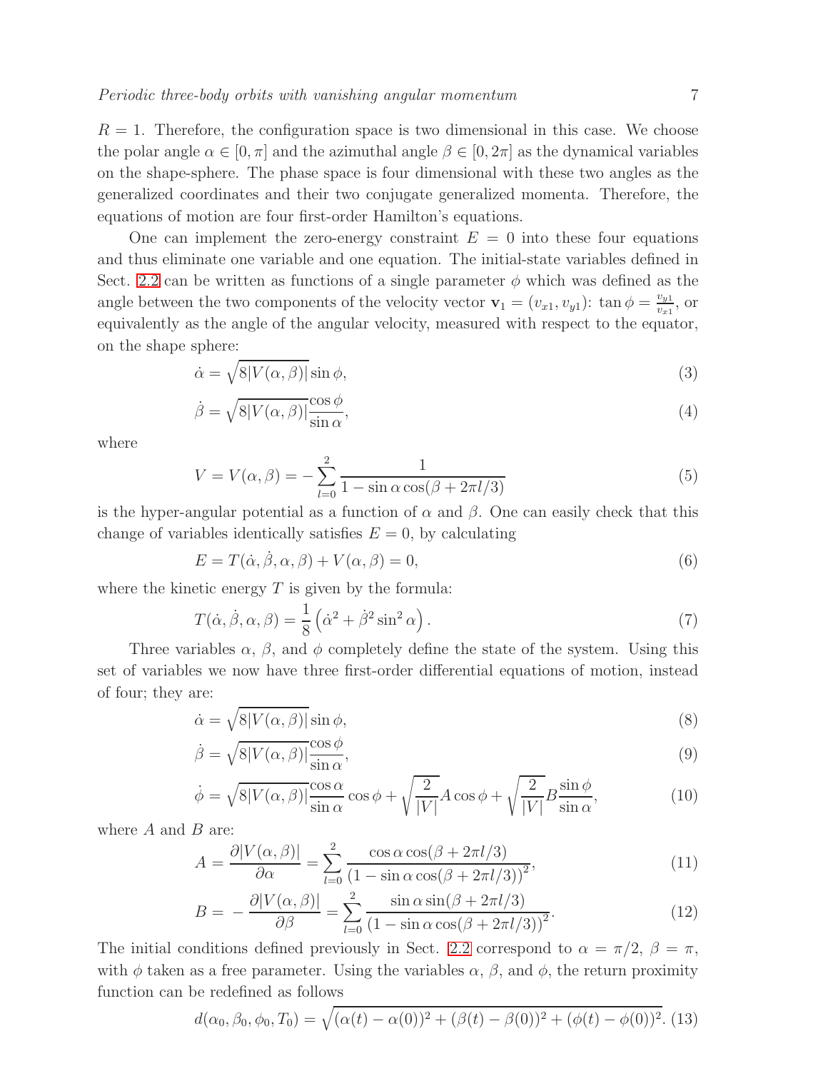$R = 1$. Therefore, the configuration space is two dimensional in this case. We choose the polar angle $\alpha \in [0, \pi]$ and the azimuthal angle $\beta \in [0, 2\pi]$ as the dynamical variables on the shape-sphere. The phase space is four dimensional with these two angles as the generalized coordinates and their two conjugate generalized momenta. Therefore, the equations of motion are four first-order Hamilton's equations.

One can implement the zero-energy constraint $E = 0$ into these four equations and thus eliminate one variable and one equation. The initial-state variables defined in Sect. 2.2 can be written as functions of a single parameter $\phi$ which was defined as the angle between the two components of the velocity vector $\mathbf{v}_1 = (v_{x1}, v_{y1})$: $\tan\phi = \frac{v_{y1}}{v_{x1}}$, or equivalently as the angle of the angular velocity, measured with respect to the equator, on the shape sphere:

$$\dot{\alpha} = \sqrt{8|V(\alpha,\beta)|}\sin\phi, \tag{3}$$

$$\dot{\beta} = \sqrt{8|V(\alpha,\beta)|}\frac{\cos\phi}{\sin\alpha}, \tag{4}$$

where

$$V = V(\alpha,\beta) = -\sum_{l=0}^{2}\frac{1}{1-\sin\alpha\cos(\beta+2\pi l/3)} \tag{5}$$

is the hyper-angular potential as a function of $\alpha$ and $\beta$. One can easily check that this change of variables identically satisfies $E = 0$, by calculating

$$E = T(\dot{\alpha},\dot{\beta},\alpha,\beta) + V(\alpha,\beta) = 0, \tag{6}$$

where the kinetic energy $T$ is given by the formula:

$$T(\dot{\alpha},\dot{\beta},\alpha,\beta) = \frac{1}{8}\left(\dot{\alpha}^2 + \dot{\beta}^2\sin^2\alpha\right). \tag{7}$$

Three variables $\alpha$, $\beta$, and $\phi$ completely define the state of the system. Using this set of variables we now have three first-order differential equations of motion, instead of four; they are:

$$\dot{\alpha} = \sqrt{8|V(\alpha,\beta)|}\sin\phi, \tag{8}$$

$$\dot{\beta} = \sqrt{8|V(\alpha,\beta)|}\frac{\cos\phi}{\sin\alpha}, \tag{9}$$

$$\dot{\phi} = \sqrt{8|V(\alpha,\beta)|}\frac{\cos\alpha}{\sin\alpha}\cos\phi + \sqrt{\frac{2}{|V|}}A\cos\phi + \sqrt{\frac{2}{|V|}}B\frac{\sin\phi}{\sin\alpha}, \tag{10}$$

where $A$ and $B$ are:

$$A = \frac{\partial|V(\alpha,\beta)|}{\partial\alpha} = \sum_{l=0}^{2}\frac{\cos\alpha\cos(\beta+2\pi l/3)}{\left(1-\sin\alpha\cos(\beta+2\pi l/3)\right)^2}, \tag{11}$$

$$B = -\frac{\partial|V(\alpha,\beta)|}{\partial\beta} = \sum_{l=0}^{2}\frac{\sin\alpha\sin(\beta+2\pi l/3)}{\left(1-\sin\alpha\cos(\beta+2\pi l/3)\right)^2}. \tag{12}$$

The initial conditions defined previously in Sect. 2.2 correspond to $\alpha = \pi/2$, $\beta = \pi$, with $\phi$ taken as a free parameter. Using the variables $\alpha$, $\beta$, and $\phi$, the return proximity function can be redefined as follows

$$d(\alpha_0,\beta_0,\phi_0,T_0) = \sqrt{(\alpha(t)-\alpha(0))^2 + (\beta(t)-\beta(0))^2 + (\phi(t)-\phi(0))^2}. \tag{13}$$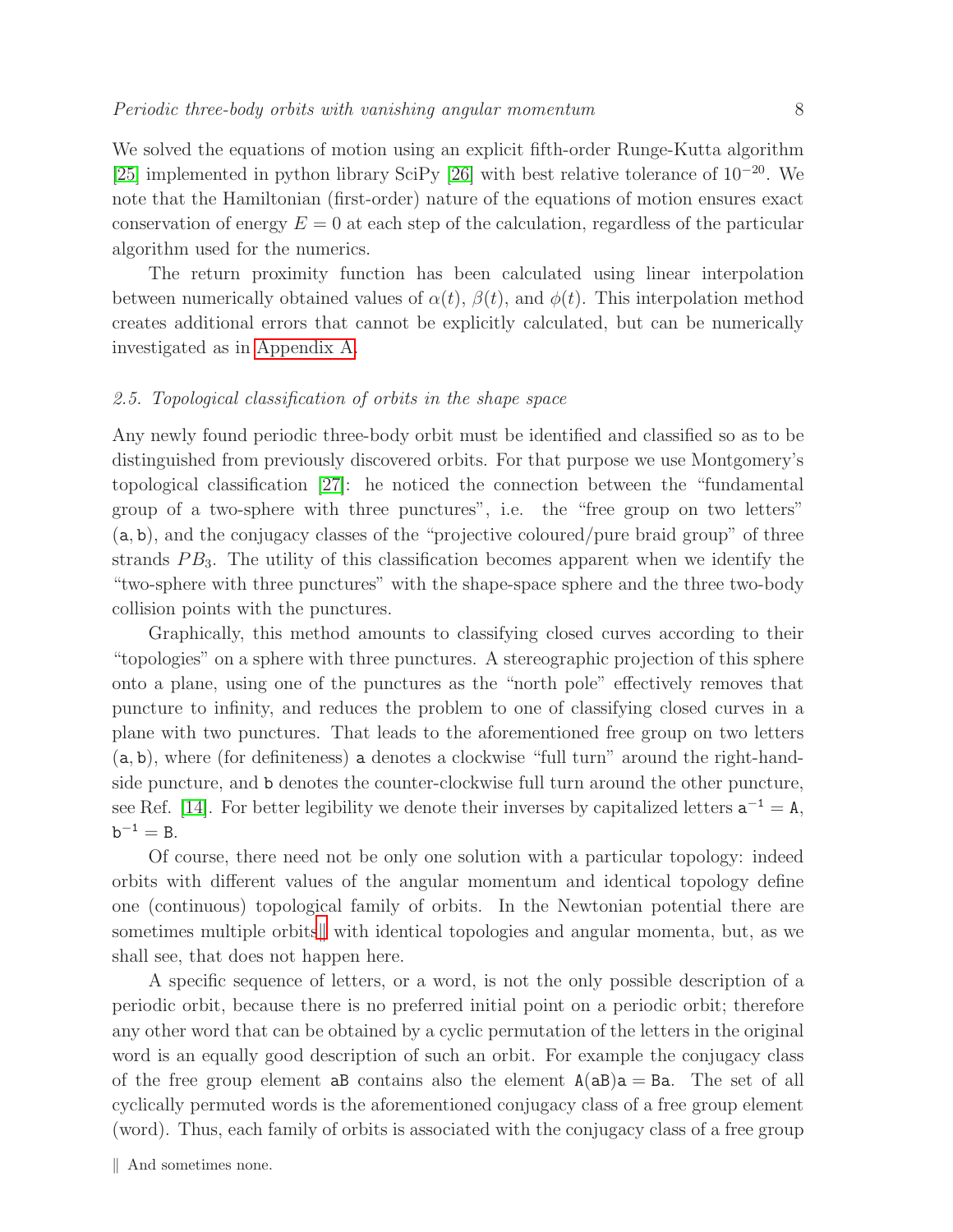We solved the equations of motion using an explicit fifth-order Runge-Kutta algorithm [25] implemented in python library SciPy [26] with best relative tolerance of $10^{-20}$. We note that the Hamiltonian (first-order) nature of the equations of motion ensures exact conservation of energy $E = 0$ at each step of the calculation, regardless of the particular algorithm used for the numerics.

The return proximity function has been calculated using linear interpolation between numerically obtained values of $\alpha(t)$, $\beta(t)$, and $\phi(t)$. This interpolation method creates additional errors that cannot be explicitly calculated, but can be numerically investigated as in Appendix A.

### 2.5. Topological classification of orbits in the shape space

Any newly found periodic three-body orbit must be identified and classified so as to be distinguished from previously discovered orbits. For that purpose we use Montgomery's topological classification [27]: he noticed the connection between the "fundamental group of a two-sphere with three punctures", i.e. the "free group on two letters" $(\mathtt{a}, \mathtt{b})$, and the conjugacy classes of the "projective coloured/pure braid group" of three strands $PB_3$. The utility of this classification becomes apparent when we identify the "two-sphere with three punctures" with the shape-space sphere and the three two-body collision points with the punctures.

Graphically, this method amounts to classifying closed curves according to their "topologies" on a sphere with three punctures. A stereographic projection of this sphere onto a plane, using one of the punctures as the "north pole" effectively removes that puncture to infinity, and reduces the problem to one of classifying closed curves in a plane with two punctures. That leads to the aforementioned free group on two letters $(\mathtt{a}, \mathtt{b})$, where (for definiteness) $\mathtt{a}$ denotes a clockwise "full turn" around the right-hand-side puncture, and $\mathtt{b}$ denotes the counter-clockwise full turn around the other puncture, see Ref. [14]. For better legibility we denote their inverses by capitalized letters $\mathtt{a}^{-1} = \mathtt{A}$, $\mathtt{b}^{-1} = \mathtt{B}$.

Of course, there need not be only one solution with a particular topology: indeed orbits with different values of the angular momentum and identical topology define one (continuous) topological family of orbits. In the Newtonian potential there are sometimes multiple orbits‖ with identical topologies and angular momenta, but, as we shall see, that does not happen here.

A specific sequence of letters, or a word, is not the only possible description of a periodic orbit, because there is no preferred initial point on a periodic orbit; therefore any other word that can be obtained by a cyclic permutation of the letters in the original word is an equally good description of such an orbit. For example the conjugacy class of the free group element $\mathtt{aB}$ contains also the element $\mathtt{A}(\mathtt{aB})\mathtt{a} = \mathtt{Ba}$. The set of all cyclically permuted words is the aforementioned conjugacy class of a free group element (word). Thus, each family of orbits is associated with the conjugacy class of a free group

‖ And sometimes none.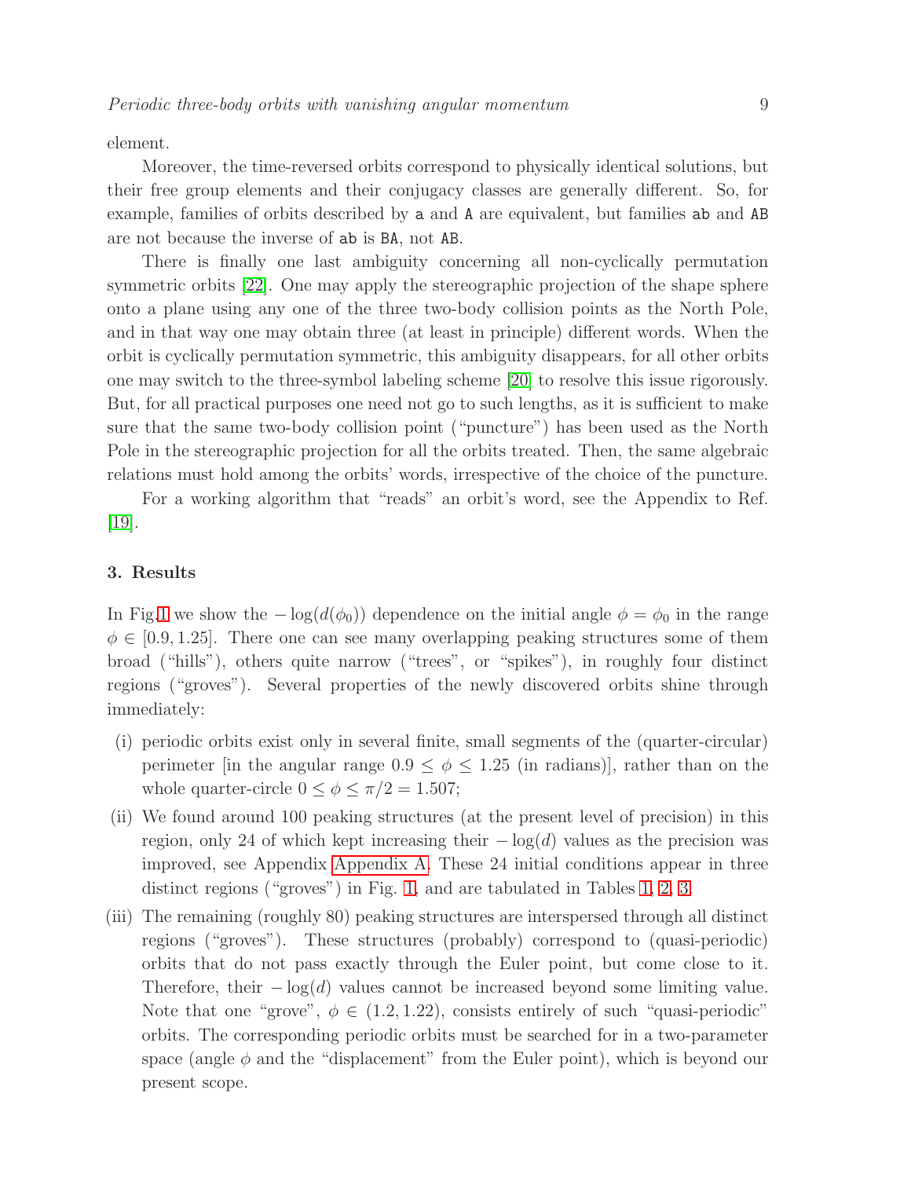element.

Moreover, the time-reversed orbits correspond to physically identical solutions, but their free group elements and their conjugacy classes are generally different. So, for example, families of orbits described by `a` and `A` are equivalent, but families `ab` and `AB` are not because the inverse of `ab` is `BA`, not `AB`.

There is finally one last ambiguity concerning all non-cyclically permutation symmetric orbits [22]. One may apply the stereographic projection of the shape sphere onto a plane using any one of the three two-body collision points as the North Pole, and in that way one may obtain three (at least in principle) different words. When the orbit is cyclically permutation symmetric, this ambiguity disappears, for all other orbits one may switch to the three-symbol labeling scheme [20] to resolve this issue rigorously. But, for all practical purposes one need not go to such lengths, as it is sufficient to make sure that the same two-body collision point ("puncture") has been used as the North Pole in the stereographic projection for all the orbits treated. Then, the same algebraic relations must hold among the orbits' words, irrespective of the choice of the puncture.

For a working algorithm that "reads" an orbit's word, see the Appendix to Ref. [19].

## 3. Results

In Fig.1 we show the $-\log(d(\phi_0))$ dependence on the initial angle $\phi = \phi_0$ in the range $\phi \in [0.9, 1.25]$. There one can see many overlapping peaking structures some of them broad ("hills"), others quite narrow ("trees", or "spikes"), in roughly four distinct regions ("groves"). Several properties of the newly discovered orbits shine through immediately:

(i) periodic orbits exist only in several finite, small segments of the (quarter-circular) perimeter [in the angular range $0.9 \leq \phi \leq 1.25$ (in radians)], rather than on the whole quarter-circle $0 \leq \phi \leq \pi/2 = 1.507$;

(ii) We found around 100 peaking structures (at the present level of precision) in this region, only 24 of which kept increasing their $-\log(d)$ values as the precision was improved, see Appendix Appendix A. These 24 initial conditions appear in three distinct regions ("groves") in Fig. 1, and are tabulated in Tables 1, 2, 3.

(iii) The remaining (roughly 80) peaking structures are interspersed through all distinct regions ("groves"). These structures (probably) correspond to (quasi-periodic) orbits that do not pass exactly through the Euler point, but come close to it. Therefore, their $-\log(d)$ values cannot be increased beyond some limiting value. Note that one "grove", $\phi \in (1.2, 1.22)$, consists entirely of such "quasi-periodic" orbits. The corresponding periodic orbits must be searched for in a two-parameter space (angle $\phi$ and the "displacement" from the Euler point), which is beyond our present scope.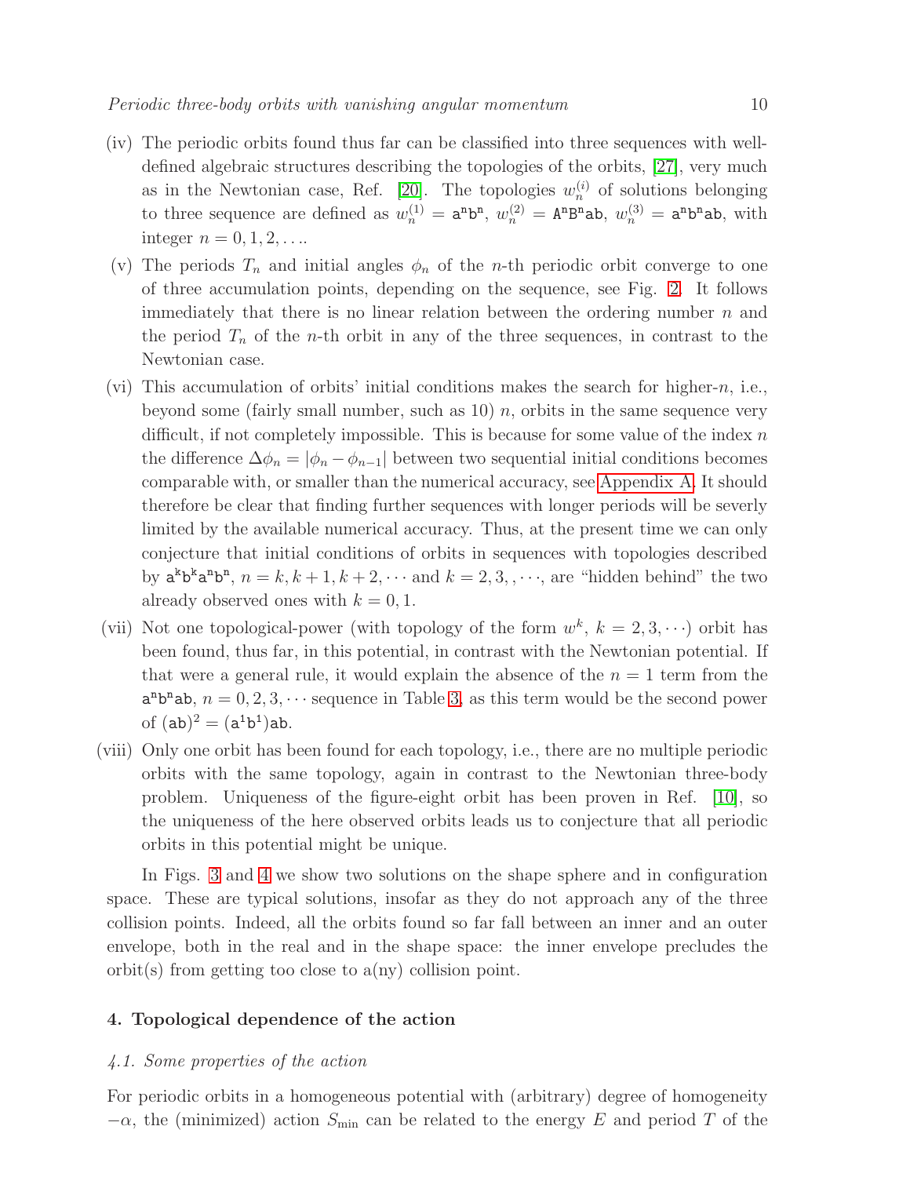(iv) The periodic orbits found thus far can be classified into three sequences with well-defined algebraic structures describing the topologies of the orbits, [27], very much as in the Newtonian case, Ref. [20]. The topologies $w_n^{(i)}$ of solutions belonging to three sequence are defined as $w_n^{(1)} = \mathtt{a}^{\mathtt{n}}\mathtt{b}^{\mathtt{n}}$, $w_n^{(2)} = \mathtt{A}^{\mathtt{n}}\mathtt{B}^{\mathtt{n}}\mathtt{ab}$, $w_n^{(3)} = \mathtt{a}^{\mathtt{n}}\mathtt{b}^{\mathtt{n}}\mathtt{ab}$, with integer $n = 0, 1, 2, \ldots$.

(v) The periods $T_n$ and initial angles $\phi_n$ of the $n$-th periodic orbit converge to one of three accumulation points, depending on the sequence, see Fig. 2. It follows immediately that there is no linear relation between the ordering number $n$ and the period $T_n$ of the $n$-th orbit in any of the three sequences, in contrast to the Newtonian case.

(vi) This accumulation of orbits' initial conditions makes the search for higher-$n$, i.e., beyond some (fairly small number, such as 10) $n$, orbits in the same sequence very difficult, if not completely impossible. This is because for some value of the index $n$ the difference $\Delta\phi_n = |\phi_n - \phi_{n-1}|$ between two sequential initial conditions becomes comparable with, or smaller than the numerical accuracy, see Appendix A. It should therefore be clear that finding further sequences with longer periods will be severly limited by the available numerical accuracy. Thus, at the present time we can only conjecture that initial conditions of orbits in sequences with topologies described by $\mathtt{a}^{\mathtt{k}}\mathtt{b}^{\mathtt{k}}\mathtt{a}^{\mathtt{n}}\mathtt{b}^{\mathtt{n}}$, $n = k, k+1, k+2, \cdots$ and $k = 2, 3, , \cdots$, are "hidden behind" the two already observed ones with $k = 0, 1$.

(vii) Not one topological-power (with topology of the form $w^k$, $k = 2, 3, \cdots$) orbit has been found, thus far, in this potential, in contrast with the Newtonian potential. If that were a general rule, it would explain the absence of the $n = 1$ term from the $\mathtt{a}^{\mathtt{n}}\mathtt{b}^{\mathtt{n}}\mathtt{ab}$, $n = 0, 2, 3, \cdots$ sequence in Table 3, as this term would be the second power of $(\mathtt{ab})^2 = (\mathtt{a}^1\mathtt{b}^1)\mathtt{ab}$.

(viii) Only one orbit has been found for each topology, i.e., there are no multiple periodic orbits with the same topology, again in contrast to the Newtonian three-body problem. Uniqueness of the figure-eight orbit has been proven in Ref. [10], so the uniqueness of the here observed orbits leads us to conjecture that all periodic orbits in this potential might be unique.

In Figs. 3 and 4 we show two solutions on the shape sphere and in configuration space. These are typical solutions, insofar as they do not approach any of the three collision points. Indeed, all the orbits found so far fall between an inner and an outer envelope, both in the real and in the shape space: the inner envelope precludes the orbit(s) from getting too close to a(ny) collision point.

## 4. Topological dependence of the action

### 4.1. Some properties of the action

For periodic orbits in a homogeneous potential with (arbitrary) degree of homogeneity $-\alpha$, the (minimized) action $S_{\rm min}$ can be related to the energy $E$ and period $T$ of the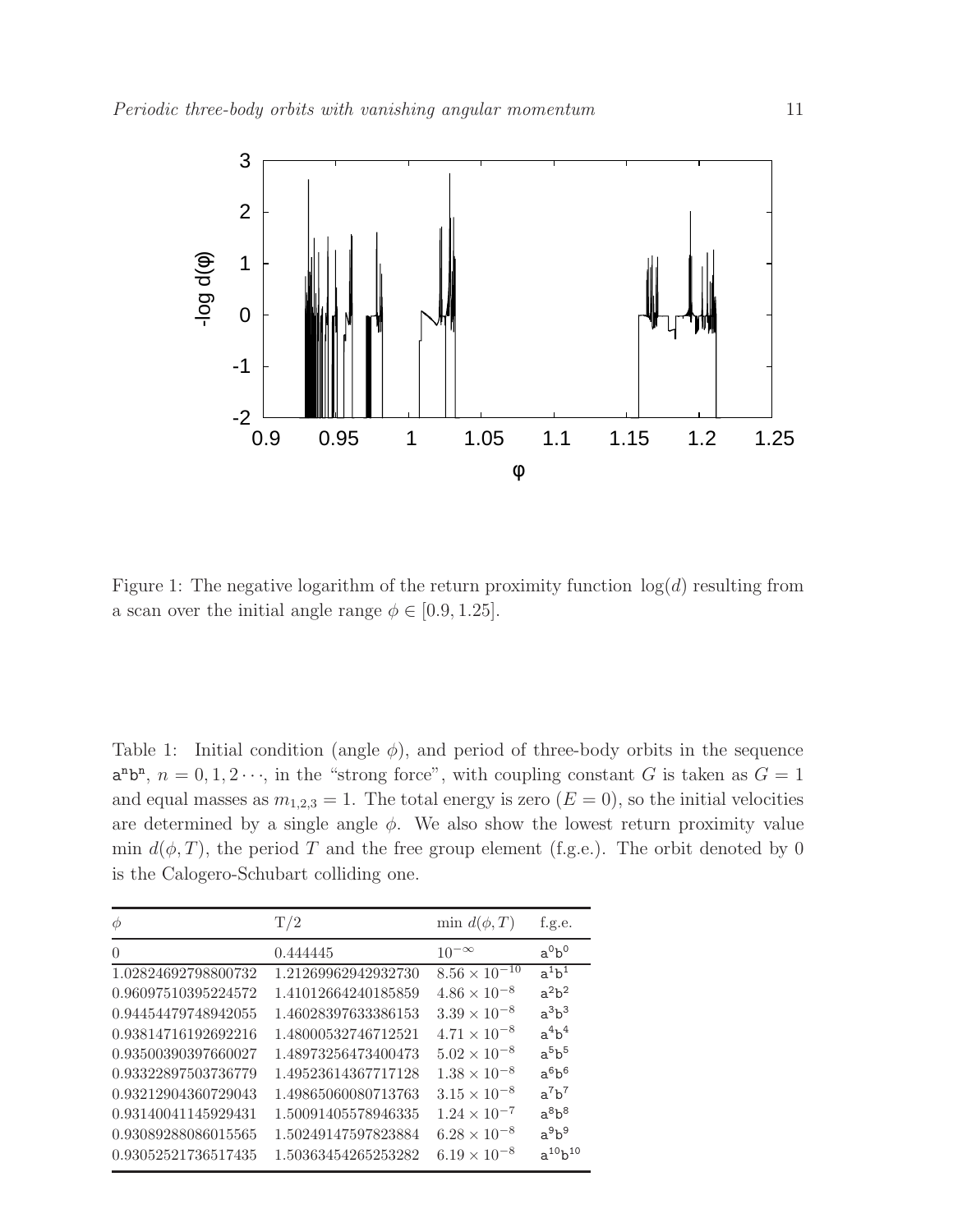Figure 1: The negative logarithm of the return proximity function $\log(d)$ resulting from a scan over the initial angle range $\phi \in [0.9, 1.25]$.

Table 1: Initial condition (angle $\phi$), and period of three-body orbits in the sequence $\mathtt{a}^n\mathtt{b}^n$, $n = 0, 1, 2 \cdots$, in the "strong force", with coupling constant $G$ is taken as $G = 1$ and equal masses as $m_{1,2,3} = 1$. The total energy is zero ($E = 0$), so the initial velocities are determined by a single angle $\phi$. We also show the lowest return proximity value $\min\, d(\phi, T)$, the period $T$ and the free group element (f.g.e.). The orbit denoted by 0 is the Calogero-Schubart colliding one.

| $\phi$ | T/2 | min $d(\phi, T)$ | f.g.e. |
|---|---|---|---|
| 0 | 0.444445 | $10^{-\infty}$ | $\mathtt{a}^0\mathtt{b}^0$ |
| 1.02824692798800732 | 1.21269962942932730 | $8.56 \times 10^{-10}$ | $\mathtt{a}^1\mathtt{b}^1$ |
| 0.96097510395224572 | 1.41012664240185859 | $4.86 \times 10^{-8}$ | $\mathtt{a}^2\mathtt{b}^2$ |
| 0.94454479748942055 | 1.46028397633386153 | $3.39 \times 10^{-8}$ | $\mathtt{a}^3\mathtt{b}^3$ |
| 0.93814716192692216 | 1.48000532746712521 | $4.71 \times 10^{-8}$ | $\mathtt{a}^4\mathtt{b}^4$ |
| 0.93500390397660027 | 1.48973256473400473 | $5.02 \times 10^{-8}$ | $\mathtt{a}^5\mathtt{b}^5$ |
| 0.93322897503736779 | 1.49523614367717128 | $1.38 \times 10^{-8}$ | $\mathtt{a}^6\mathtt{b}^6$ |
| 0.93212904360729043 | 1.49865060080713763 | $3.15 \times 10^{-8}$ | $\mathtt{a}^7\mathtt{b}^7$ |
| 0.93140041145929431 | 1.50091405578946335 | $1.24 \times 10^{-7}$ | $\mathtt{a}^8\mathtt{b}^8$ |
| 0.93089288086015565 | 1.50249147597823884 | $6.28 \times 10^{-8}$ | $\mathtt{a}^9\mathtt{b}^9$ |
| 0.93052521736517435 | 1.50363454265253282 | $6.19 \times 10^{-8}$ | $\mathtt{a}^{10}\mathtt{b}^{10}$ |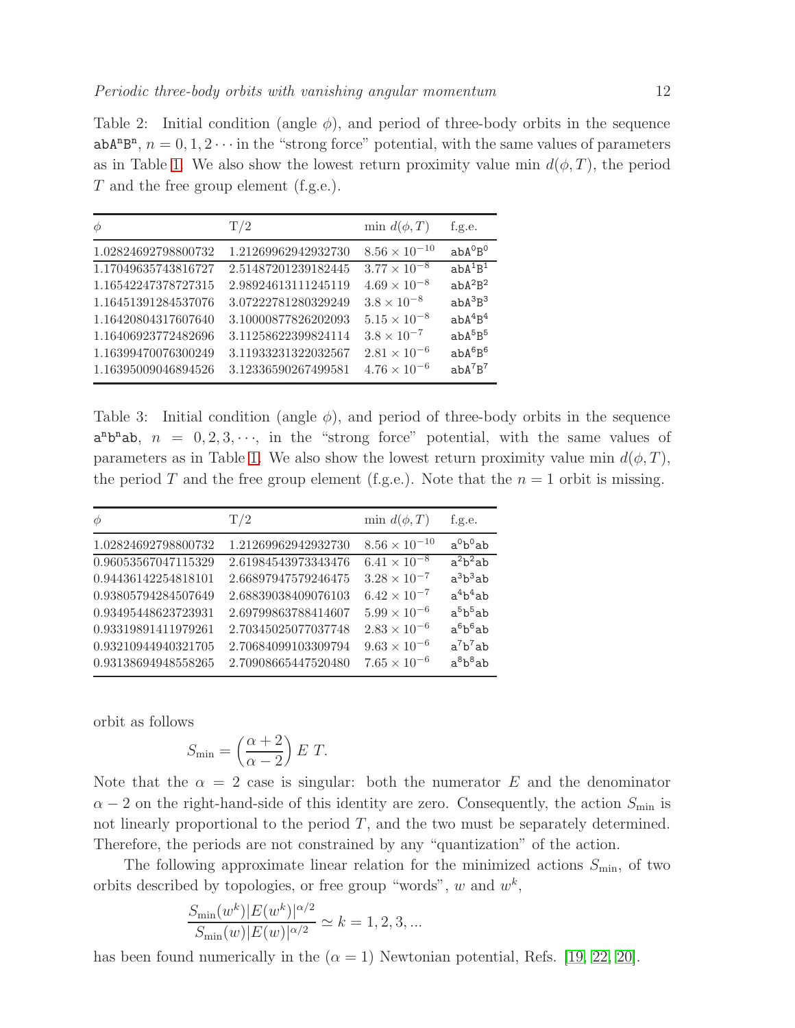Table 2: Initial condition (angle $\phi$), and period of three-body orbits in the sequence $\texttt{abA}^n\texttt{B}^n$, $n = 0, 1, 2 \cdots$ in the "strong force" potential, with the same values of parameters as in Table 1. We also show the lowest return proximity value min $d(\phi, T)$, the period $T$ and the free group element (f.g.e.).

| $\phi$ | T/2 | min $d(\phi, T)$ | f.g.e. |
|---|---|---|---|
| 1.02824692798800732 | 1.21269962942932730 | $8.56 \times 10^{-10}$ | $\texttt{abA}^0\texttt{B}^0$ |
| 1.17049635743816727 | 2.51487201239182445 | $3.77 \times 10^{-8}$ | $\texttt{abA}^1\texttt{B}^1$ |
| 1.16542247378727315 | 2.98924613111245119 | $4.69 \times 10^{-8}$ | $\texttt{abA}^2\texttt{B}^2$ |
| 1.16451391284537076 | 3.07222781280329249 | $3.8 \times 10^{-8}$ | $\texttt{abA}^3\texttt{B}^3$ |
| 1.16420804317607640 | 3.10000877826202093 | $5.15 \times 10^{-8}$ | $\texttt{abA}^4\texttt{B}^4$ |
| 1.16406923772482696 | 3.11258622399824114 | $3.8 \times 10^{-7}$ | $\texttt{abA}^5\texttt{B}^5$ |
| 1.16399470076300249 | 3.11933231322032567 | $2.81 \times 10^{-6}$ | $\texttt{abA}^6\texttt{B}^6$ |
| 1.16395009046894526 | 3.12336590267499581 | $4.76 \times 10^{-6}$ | $\texttt{abA}^7\texttt{B}^7$ |

Table 3: Initial condition (angle $\phi$), and period of three-body orbits in the sequence $\texttt{a}^n\texttt{b}^n\texttt{ab}$, $n = 0, 2, 3, \cdots$, in the "strong force" potential, with the same values of parameters as in Table 1. We also show the lowest return proximity value min $d(\phi, T)$, the period $T$ and the free group element (f.g.e.). Note that the $n = 1$ orbit is missing.

| $\phi$ | T/2 | min $d(\phi, T)$ | f.g.e. |
|---|---|---|---|
| 1.02824692798800732 | 1.21269962942932730 | $8.56 \times 10^{-10}$ | $\texttt{a}^0\texttt{b}^0\texttt{ab}$ |
| 0.96053567047115329 | 2.61984543973343476 | $6.41 \times 10^{-8}$ | $\texttt{a}^2\texttt{b}^2\texttt{ab}$ |
| 0.94436142254818101 | 2.66897947579246475 | $3.28 \times 10^{-7}$ | $\texttt{a}^3\texttt{b}^3\texttt{ab}$ |
| 0.93805794284507649 | 2.68839038409076103 | $6.42 \times 10^{-7}$ | $\texttt{a}^4\texttt{b}^4\texttt{ab}$ |
| 0.93495448623723931 | 2.69799863788414607 | $5.99 \times 10^{-6}$ | $\texttt{a}^5\texttt{b}^5\texttt{ab}$ |
| 0.93319891411979261 | 2.70345025077037748 | $2.83 \times 10^{-6}$ | $\texttt{a}^6\texttt{b}^6\texttt{ab}$ |
| 0.93210944940321705 | 2.70684099103309794 | $9.63 \times 10^{-6}$ | $\texttt{a}^7\texttt{b}^7\texttt{ab}$ |
| 0.93138694948558265 | 2.70908665447520480 | $7.65 \times 10^{-6}$ | $\texttt{a}^8\texttt{b}^8\texttt{ab}$ |

orbit as follows

$$S_{\min} = \left(\frac{\alpha + 2}{\alpha - 2}\right) E\ T.$$

Note that the $\alpha = 2$ case is singular: both the numerator $E$ and the denominator $\alpha - 2$ on the right-hand-side of this identity are zero. Consequently, the action $S_{\min}$ is not linearly proportional to the period $T$, and the two must be separately determined. Therefore, the periods are not constrained by any "quantization" of the action.

The following approximate linear relation for the minimized actions $S_{\min}$, of two orbits described by topologies, or free group "words", $w$ and $w^k$,

$$\frac{S_{\min}(w^k)|E(w^k)|^{\alpha/2}}{S_{\min}(w)|E(w)|^{\alpha/2}} \simeq k = 1, 2, 3, ...$$

has been found numerically in the ($\alpha = 1$) Newtonian potential, Refs. [19, 22, 20].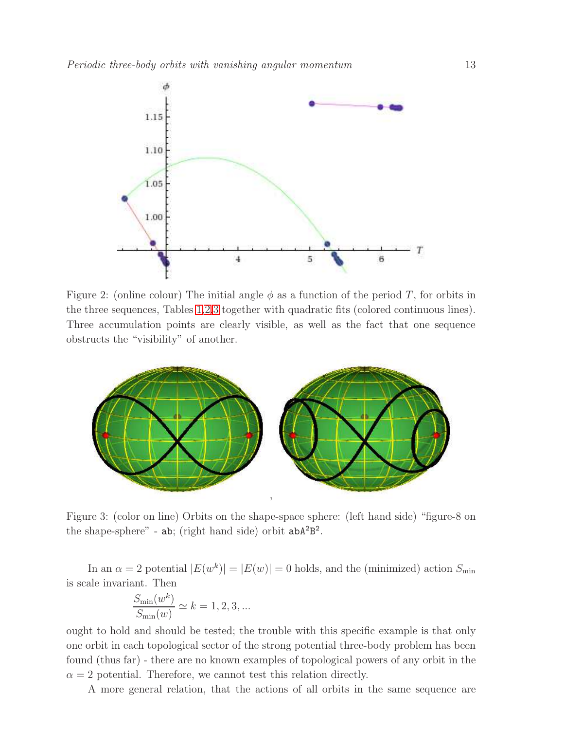Figure 2: (online colour) The initial angle $\phi$ as a function of the period $T$, for orbits in the three sequences, Tables 1,2,3 together with quadratic fits (colored continuous lines). Three accumulation points are clearly visible, as well as the fact that one sequence obstructs the "visibility" of another.

Figure 3: (color on line) Orbits on the shape-space sphere: (left hand side) "figure-8 on the shape-sphere" - ab; (right hand side) orbit $\mathtt{abA^2B^2}$.

In an $\alpha = 2$ potential $|E(w^k)| = |E(w)| = 0$ holds, and the (minimized) action $S_{\min}$ is scale invariant. Then

$$\frac{S_{\min}(w^k)}{S_{\min}(w)} \simeq k = 1, 2, 3, ...$$

ought to hold and should be tested; the trouble with this specific example is that only one orbit in each topological sector of the strong potential three-body problem has been found (thus far) - there are no known examples of topological powers of any orbit in the $\alpha = 2$ potential. Therefore, we cannot test this relation directly.

A more general relation, that the actions of all orbits in the same sequence are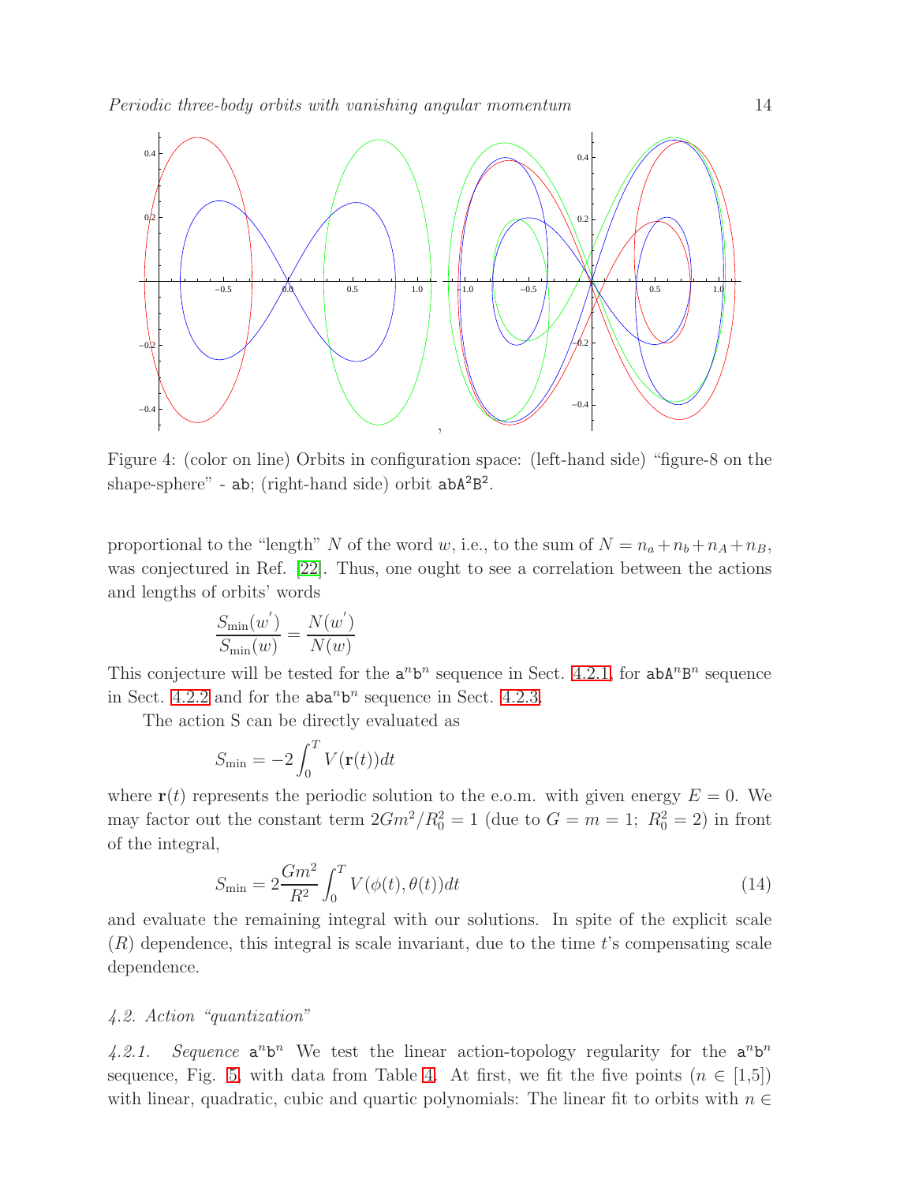Figure 4: (color on line) Orbits in configuration space: (left-hand side) "figure-8 on the shape-sphere" - ab; (right-hand side) orbit $\mathtt{abA^2B^2}$.

proportional to the "length" $N$ of the word $w$, i.e., to the sum of $N = n_a + n_b + n_A + n_B$, was conjectured in Ref. [22]. Thus, one ought to see a correlation between the actions and lengths of orbits' words

$$\frac{S_{\min}(w')}{S_{\min}(w)} = \frac{N(w')}{N(w)}$$

This conjecture will be tested for the $\mathtt{a}^n\mathtt{b}^n$ sequence in Sect. 4.2.1, for $\mathtt{abA}^n\mathtt{B}^n$ sequence in Sect. 4.2.2 and for the $\mathtt{aba}^n\mathtt{b}^n$ sequence in Sect. 4.2.3.

The action S can be directly evaluated as

$$S_{\min} = -2\int_0^T V(\mathbf{r}(t))dt$$

where $\mathbf{r}(t)$ represents the periodic solution to the e.o.m. with given energy $E = 0$. We may factor out the constant term $2Gm^2/R_0^2 = 1$ (due to $G = m = 1;\ R_0^2 = 2$) in front of the integral,

$$S_{\min} = 2\frac{Gm^2}{R^2}\int_0^T V(\phi(t), \theta(t))dt \tag{14}$$

and evaluate the remaining integral with our solutions. In spite of the explicit scale ($R$) dependence, this integral is scale invariant, due to the time $t$'s compensating scale dependence.

### 4.2. Action "quantization"

*4.2.1. Sequence* $\mathtt{a}^n\mathtt{b}^n$ We test the linear action-topology regularity for the $\mathtt{a}^n\mathtt{b}^n$ sequence, Fig. 5, with data from Table 4. At first, we fit the five points ($n \in$ [1,5]) with linear, quadratic, cubic and quartic polynomials: The linear fit to orbits with $n \in$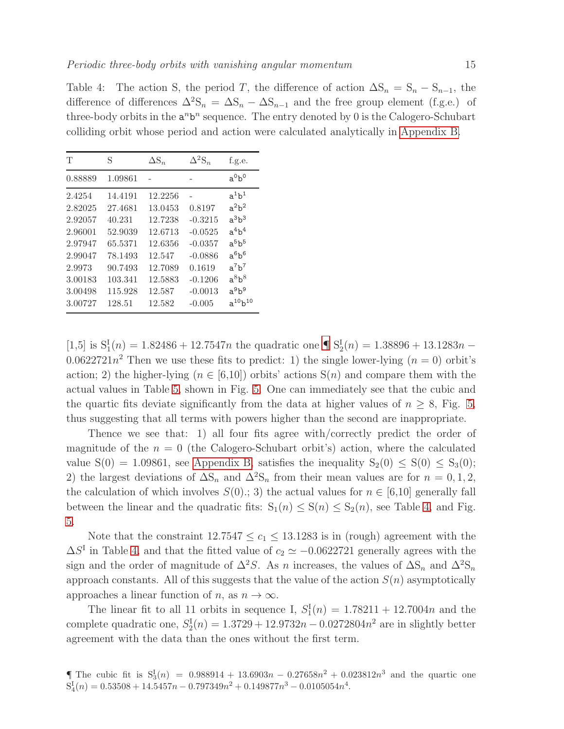Table 4: The action S, the period $T$, the difference of action $\Delta S_n = S_n - S_{n-1}$, the difference of differences $\Delta^2 S_n = \Delta S_n - \Delta S_{n-1}$ and the free group element (f.g.e.) of three-body orbits in the $\mathtt{a}^n\mathtt{b}^n$ sequence. The entry denoted by 0 is the Calogero-Schubart colliding orbit whose period and action were calculated analytically in Appendix B.

| T | S | $\Delta S_n$ | $\Delta^2 S_n$ | f.g.e. |
|---|---|---|---|---|
| 0.88889 | 1.09861 | - | - | $\mathtt{a}^0\mathtt{b}^0$ |
| 2.4254 | 14.4191 | 12.2256 | - | $\mathtt{a}^1\mathtt{b}^1$ |
| 2.82025 | 27.4681 | 13.0453 | 0.8197 | $\mathtt{a}^2\mathtt{b}^2$ |
| 2.92057 | 40.231 | 12.7238 | -0.3215 | $\mathtt{a}^3\mathtt{b}^3$ |
| 2.96001 | 52.9039 | 12.6713 | -0.0525 | $\mathtt{a}^4\mathtt{b}^4$ |
| 2.97947 | 65.5371 | 12.6356 | -0.0357 | $\mathtt{a}^5\mathtt{b}^5$ |
| 2.99047 | 78.1493 | 12.547 | -0.0886 | $\mathtt{a}^6\mathtt{b}^6$ |
| 2.9973 | 90.7493 | 12.7089 | 0.1619 | $\mathtt{a}^7\mathtt{b}^7$ |
| 3.00183 | 103.341 | 12.5883 | -0.1206 | $\mathtt{a}^8\mathtt{b}^8$ |
| 3.00498 | 115.928 | 12.587 | -0.0013 | $\mathtt{a}^9\mathtt{b}^9$ |
| 3.00727 | 128.51 | 12.582 | -0.005 | $\mathtt{a}^{10}\mathtt{b}^{10}$ |

[1,5] is $S_1^I(n) = 1.82486 + 12.7547n$ the quadratic one ¶ $S_2^I(n) = 1.38896 + 13.1283n - 0.0622721n^2$ Then we use these fits to predict: 1) the single lower-lying ($n = 0$) orbit's action; 2) the higher-lying ($n \in [6,10]$) orbits' actions S($n$) and compare them with the actual values in Table 5, shown in Fig. 5. One can immediately see that the cubic and the quartic fits deviate significantly from the data at higher values of $n \geq 8$, Fig. 5, thus suggesting that all terms with powers higher than the second are inappropriate.

Thence we see that: 1) all four fits agree with/correctly predict the order of magnitude of the $n = 0$ (the Calogero-Schubart orbit's) action, where the calculated value $S(0) = 1.09861$, see Appendix B, satisfies the inequality $S_2(0) \leq S(0) \leq S_3(0)$; 2) the largest deviations of $\Delta S_n$ and $\Delta^2 S_n$ from their mean values are for $n = 0, 1, 2$, the calculation of which involves $S(0)$.; 3) the actual values for $n \in [6,10]$ generally fall between the linear and the quadratic fits: $S_1(n) \leq S(n) \leq S_2(n)$, see Table 4, and Fig. 5.

Note that the constraint $12.7547 \leq c_1 \leq 13.1283$ is in (rough) agreement with the $\Delta S^I$ in Table 4, and that the fitted value of $c_2 \simeq -0.0622721$ generally agrees with the sign and the order of magnitude of $\Delta^2 S$. As $n$ increases, the values of $\Delta S_n$ and $\Delta^2 S_n$ approach constants. All of this suggests that the value of the action $S(n)$ asymptotically approaches a linear function of $n$, as $n \to \infty$.

The linear fit to all 11 orbits in sequence I, $S_1^I(n) = 1.78211 + 12.7004n$ and the complete quadratic one, $S_2^I(n) = 1.3729 + 12.9732n - 0.0272804n^2$ are in slightly better agreement with the data than the ones without the first term.

¶ The cubic fit is $S_3^I(n) = 0.988914 + 13.6903n - 0.27658n^2 + 0.023812n^3$ and the quartic one $S_4^I(n) = 0.53508 + 14.5457n - 0.797349n^2 + 0.149877n^3 - 0.0105054n^4$.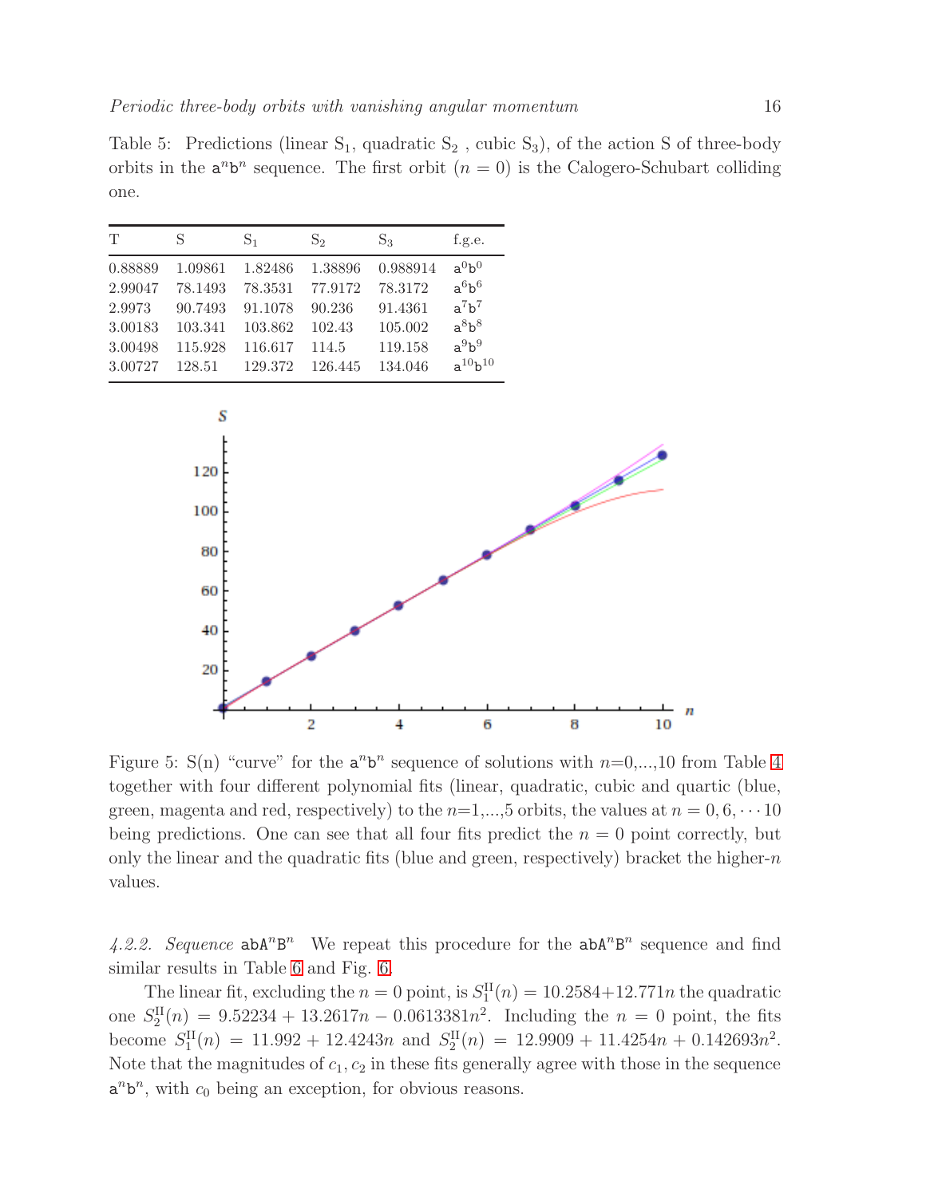Table 5: Predictions (linear $S_1$, quadratic $S_2$ , cubic $S_3$), of the action S of three-body orbits in the $a^n b^n$ sequence. The first orbit ($n = 0$) is the Calogero-Schubart colliding one.

| T | S | $S_1$ | $S_2$ | $S_3$ | f.g.e. |
|---|---|---|---|---|---|
| 0.88889 | 1.09861 | 1.82486 | 1.38896 | 0.988914 | $a^0 b^0$ |
| 2.99047 | 78.1493 | 78.3531 | 77.9172 | 78.3172 | $a^6 b^6$ |
| 2.9973 | 90.7493 | 91.1078 | 90.236 | 91.4361 | $a^7 b^7$ |
| 3.00183 | 103.341 | 103.862 | 102.43 | 105.002 | $a^8 b^8$ |
| 3.00498 | 115.928 | 116.617 | 114.5 | 119.158 | $a^9 b^9$ |
| 3.00727 | 128.51 | 129.372 | 126.445 | 134.046 | $a^{10} b^{10}$ |

Figure 5: S(n) "curve" for the $a^n b^n$ sequence of solutions with $n$=0,...,10 from Table 4 together with four different polynomial fits (linear, quadratic, cubic and quartic (blue, green, magenta and red, respectively) to the $n$=1,...,5 orbits, the values at $n = 0, 6, \cdots 10$ being predictions. One can see that all four fits predict the $n = 0$ point correctly, but only the linear and the quadratic fits (blue and green, respectively) bracket the higher-$n$ values.

*4.2.2. Sequence* $abA^n B^n$ We repeat this procedure for the $abA^n B^n$ sequence and find similar results in Table 6 and Fig. 6.

The linear fit, excluding the $n = 0$ point, is $S_1^{\rm II}(n) = 10.2584+12.771n$ the quadratic one $S_2^{\rm II}(n) = 9.52234 + 13.2617n - 0.0613381n^2$. Including the $n = 0$ point, the fits become $S_1^{\rm II}(n) = 11.992 + 12.4243n$ and $S_2^{\rm II}(n) = 12.9909 + 11.4254n + 0.142693n^2$. Note that the magnitudes of $c_1, c_2$ in these fits generally agree with those in the sequence $a^n b^n$, with $c_0$ being an exception, for obvious reasons.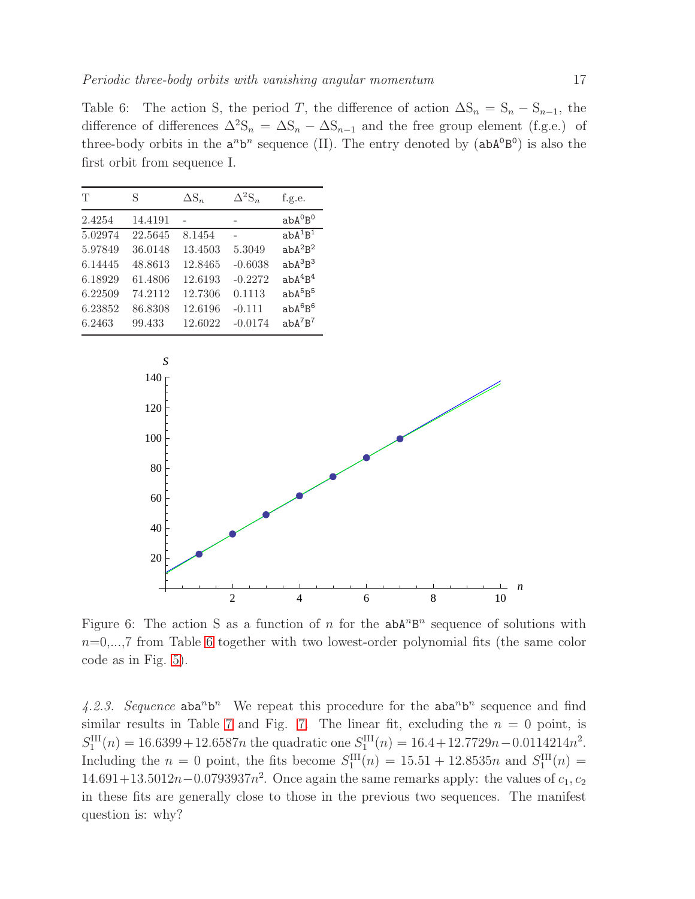Table 6: The action S, the period $T$, the difference of action $\Delta S_n = S_n - S_{n-1}$, the difference of differences $\Delta^2 S_n = \Delta S_n - \Delta S_{n-1}$ and the free group element (f.g.e.) of three-body orbits in the $a^n b^n$ sequence (II). The entry denoted by ($abA^0B^0$) is also the first orbit from sequence I.

| T | S | $\Delta S_n$ | $\Delta^2 S_n$ | f.g.e. |
|---|---|---|---|---|
| 2.4254 | 14.4191 | - | - | $abA^0B^0$ |
| 5.02974 | 22.5645 | 8.1454 | - | $abA^1B^1$ |
| 5.97849 | 36.0148 | 13.4503 | 5.3049 | $abA^2B^2$ |
| 6.14445 | 48.8613 | 12.8465 | -0.6038 | $abA^3B^3$ |
| 6.18929 | 61.4806 | 12.6193 | -0.2272 | $abA^4B^4$ |
| 6.22509 | 74.2112 | 12.7306 | 0.1113 | $abA^5B^5$ |
| 6.23852 | 86.8308 | 12.6196 | -0.111 | $abA^6B^6$ |
| 6.2463 | 99.433 | 12.6022 | -0.0174 | $abA^7B^7$ |

Figure 6: The action S as a function of $n$ for the $abA^nB^n$ sequence of solutions with $n$=0,...,7 from Table 6 together with two lowest-order polynomial fits (the same color code as in Fig. 5).

*4.2.3. Sequence* $aba^nb^n$ We repeat this procedure for the $aba^nb^n$ sequence and find similar results in Table 7 and Fig. 7. The linear fit, excluding the $n = 0$ point, is $S_1^{\rm III}(n) = 16.6399 + 12.6587n$ the quadratic one $S_1^{\rm III}(n) = 16.4 + 12.7729n - 0.0114214n^2$. Including the $n = 0$ point, the fits become $S_1^{\rm III}(n) = 15.51 + 12.8535n$ and $S_1^{\rm III}(n) = 14.691 + 13.5012n - 0.0793937n^2$. Once again the same remarks apply: the values of $c_1, c_2$ in these fits are generally close to those in the previous two sequences. The manifest question is: why?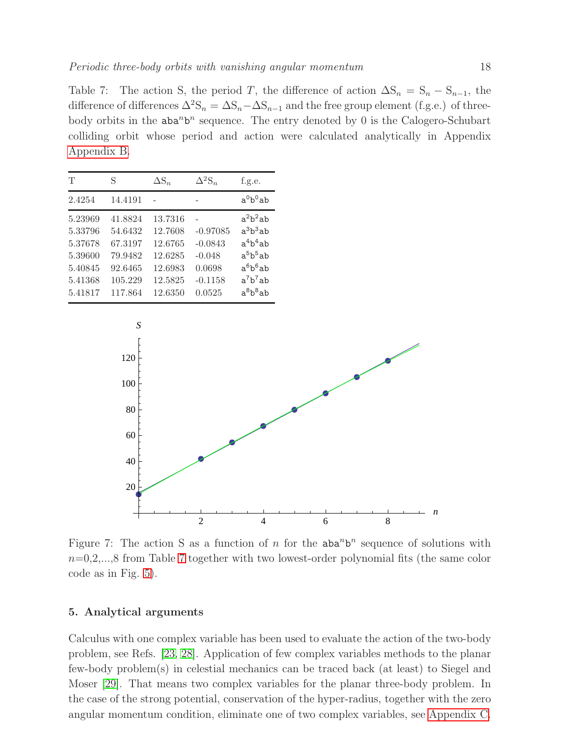Table 7: The action S, the period $T$, the difference of action $\Delta S_n = S_n - S_{n-1}$, the difference of differences $\Delta^2 S_n = \Delta S_n - \Delta S_{n-1}$ and the free group element (f.g.e.) of three-body orbits in the $\mathtt{aba}^n\mathtt{b}^n$ sequence. The entry denoted by 0 is the Calogero-Schubart colliding orbit whose period and action were calculated analytically in Appendix Appendix B.

| T | S | $\Delta S_n$ | $\Delta^2 S_n$ | f.g.e. |
|---|---|---|---|---|
| 2.4254 | 14.4191 | - | - | $\mathtt{a}^0\mathtt{b}^0\mathtt{ab}$ |
| 5.23969 | 41.8824 | 13.7316 | - | $\mathtt{a}^2\mathtt{b}^2\mathtt{ab}$ |
| 5.33796 | 54.6432 | 12.7608 | -0.97085 | $\mathtt{a}^3\mathtt{b}^3\mathtt{ab}$ |
| 5.37678 | 67.3197 | 12.6765 | -0.0843 | $\mathtt{a}^4\mathtt{b}^4\mathtt{ab}$ |
| 5.39600 | 79.9482 | 12.6285 | -0.048 | $\mathtt{a}^5\mathtt{b}^5\mathtt{ab}$ |
| 5.40845 | 92.6465 | 12.6983 | 0.0698 | $\mathtt{a}^6\mathtt{b}^6\mathtt{ab}$ |
| 5.41368 | 105.229 | 12.5825 | -0.1158 | $\mathtt{a}^7\mathtt{b}^7\mathtt{ab}$ |
| 5.41817 | 117.864 | 12.6350 | 0.0525 | $\mathtt{a}^8\mathtt{b}^8\mathtt{ab}$ |

Figure 7: The action S as a function of $n$ for the $\mathtt{aba}^n\mathtt{b}^n$ sequence of solutions with $n$=0,2,...,8 from Table 7 together with two lowest-order polynomial fits (the same color code as in Fig. 5).

## 5. Analytical arguments

Calculus with one complex variable has been used to evaluate the action of the two-body problem, see Refs. [23, 28]. Application of few complex variables methods to the planar few-body problem(s) in celestial mechanics can be traced back (at least) to Siegel and Moser [29]. That means two complex variables for the planar three-body problem. In the case of the strong potential, conservation of the hyper-radius, together with the zero angular momentum condition, eliminate one of two complex variables, see Appendix C.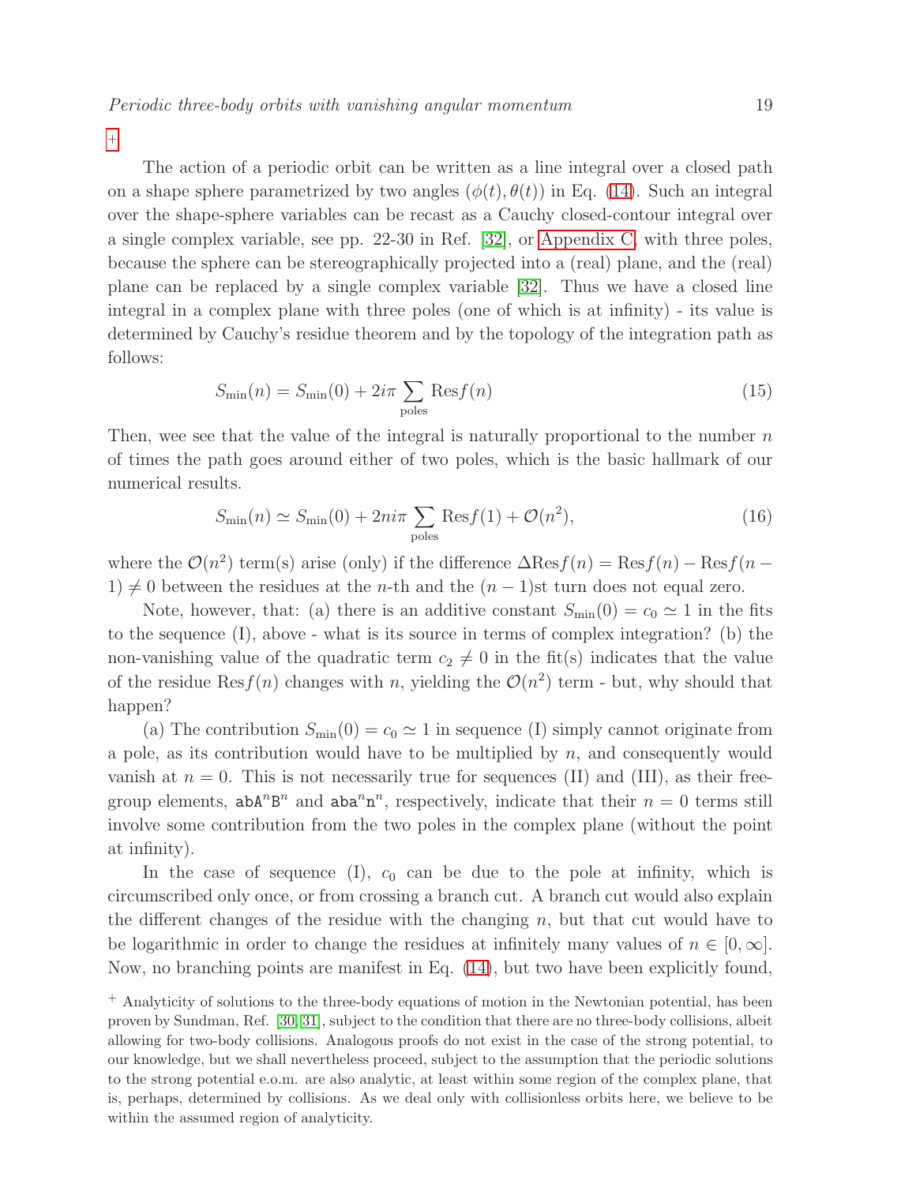+

The action of a periodic orbit can be written as a line integral over a closed path on a shape sphere parametrized by two angles $(\phi(t), \theta(t))$ in Eq. (14). Such an integral over the shape-sphere variables can be recast as a Cauchy closed-contour integral over a single complex variable, see pp. 22-30 in Ref. [32], or Appendix C, with three poles, because the sphere can be stereographically projected into a (real) plane, and the (real) plane can be replaced by a single complex variable [32]. Thus we have a closed line integral in a complex plane with three poles (one of which is at infinity) - its value is determined by Cauchy's residue theorem and by the topology of the integration path as follows:

$$S_{\min}(n) = S_{\min}(0) + 2i\pi \sum_{\text{poles}} \text{Res} f(n) \tag{15}$$

Then, wee see that the value of the integral is naturally proportional to the number $n$ of times the path goes around either of two poles, which is the basic hallmark of our numerical results.

$$S_{\min}(n) \simeq S_{\min}(0) + 2ni\pi \sum_{\text{poles}} \text{Res} f(1) + \mathcal{O}(n^2), \tag{16}$$

where the $\mathcal{O}(n^2)$ term(s) arise (only) if the difference $\Delta\text{Res} f(n) = \text{Res} f(n) - \text{Res} f(n-1) \neq 0$ between the residues at the $n$-th and the $(n-1)$st turn does not equal zero.

Note, however, that: (a) there is an additive constant $S_{\min}(0) = c_0 \simeq 1$ in the fits to the sequence (I), above - what is its source in terms of complex integration? (b) the non-vanishing value of the quadratic term $c_2 \neq 0$ in the fit(s) indicates that the value of the residue $\text{Res} f(n)$ changes with $n$, yielding the $\mathcal{O}(n^2)$ term - but, why should that happen?

(a) The contribution $S_{\min}(0) = c_0 \simeq 1$ in sequence (I) simply cannot originate from a pole, as its contribution would have to be multiplied by $n$, and consequently would vanish at $n = 0$. This is not necessarily true for sequences (II) and (III), as their free-group elements, $\mathtt{abA}^n\mathtt{B}^n$ and $\mathtt{aba}^n\mathtt{n}^n$, respectively, indicate that their $n = 0$ terms still involve some contribution from the two poles in the complex plane (without the point at infinity).

In the case of sequence (I), $c_0$ can be due to the pole at infinity, which is circumscribed only once, or from crossing a branch cut. A branch cut would also explain the different changes of the residue with the changing $n$, but that cut would have to be logarithmic in order to change the residues at infinitely many values of $n \in [0, \infty]$. Now, no branching points are manifest in Eq. (14), but two have been explicitly found,

+ Analyticity of solutions to the three-body equations of motion in the Newtonian potential, has been proven by Sundman, Ref. [30, 31], subject to the condition that there are no three-body collisions, albeit allowing for two-body collisions. Analogous proofs do not exist in the case of the strong potential, to our knowledge, but we shall nevertheless proceed, subject to the assumption that the periodic solutions to the strong potential e.o.m. are also analytic, at least within some region of the complex plane, that is, perhaps, determined by collisions. As we deal only with collisionless orbits here, we believe to be within the assumed region of analyticity.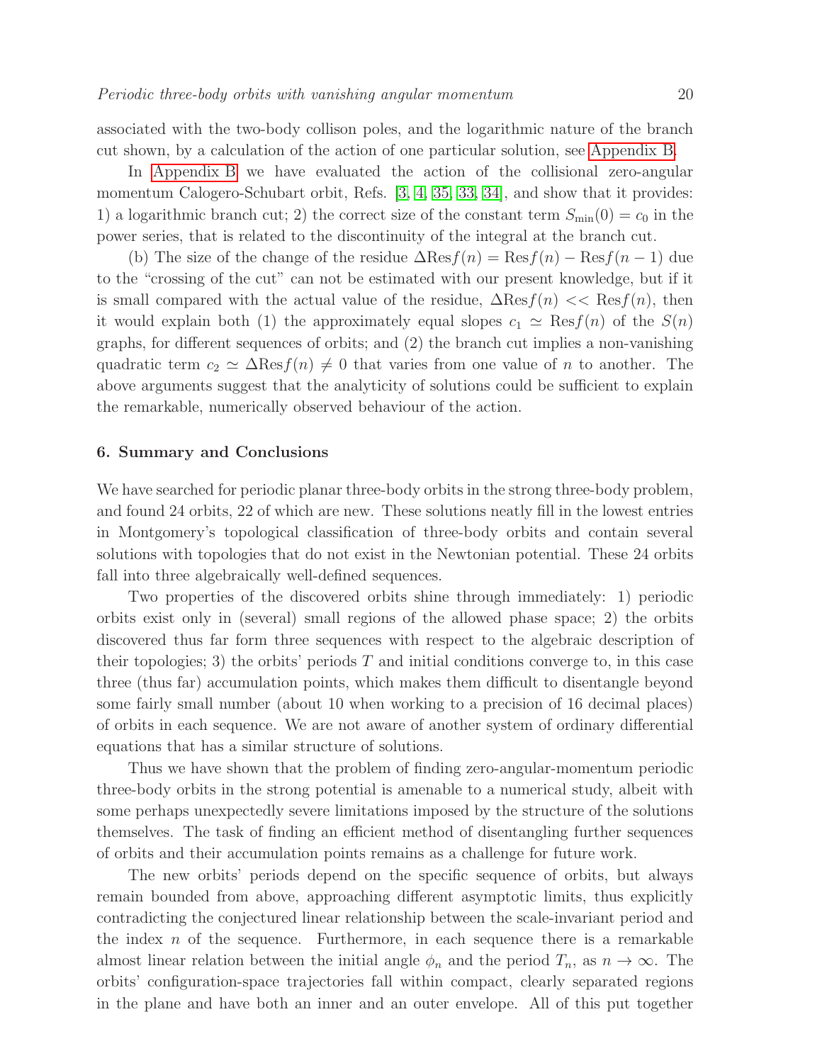associated with the two-body collison poles, and the logarithmic nature of the branch cut shown, by a calculation of the action of one particular solution, see Appendix B.

In Appendix B we have evaluated the action of the collisional zero-angular momentum Calogero-Schubart orbit, Refs. [3, 4, 35, 33, 34], and show that it provides: 1) a logarithmic branch cut; 2) the correct size of the constant term $S_{\min}(0) = c_0$ in the power series, that is related to the discontinuity of the integral at the branch cut.

(b) The size of the change of the residue $\Delta \mathrm{Res} f(n) = \mathrm{Res} f(n) - \mathrm{Res} f(n-1)$ due to the "crossing of the cut" can not be estimated with our present knowledge, but if it is small compared with the actual value of the residue, $\Delta \mathrm{Res} f(n) << \mathrm{Res} f(n)$, then it would explain both (1) the approximately equal slopes $c_1 \simeq \mathrm{Res} f(n)$ of the $S(n)$ graphs, for different sequences of orbits; and (2) the branch cut implies a non-vanishing quadratic term $c_2 \simeq \Delta \mathrm{Res} f(n) \neq 0$ that varies from one value of $n$ to another. The above arguments suggest that the analyticity of solutions could be sufficient to explain the remarkable, numerically observed behaviour of the action.

## 6. Summary and Conclusions

We have searched for periodic planar three-body orbits in the strong three-body problem, and found 24 orbits, 22 of which are new. These solutions neatly fill in the lowest entries in Montgomery's topological classification of three-body orbits and contain several solutions with topologies that do not exist in the Newtonian potential. These 24 orbits fall into three algebraically well-defined sequences.

Two properties of the discovered orbits shine through immediately: 1) periodic orbits exist only in (several) small regions of the allowed phase space; 2) the orbits discovered thus far form three sequences with respect to the algebraic description of their topologies; 3) the orbits' periods $T$ and initial conditions converge to, in this case three (thus far) accumulation points, which makes them difficult to disentangle beyond some fairly small number (about 10 when working to a precision of 16 decimal places) of orbits in each sequence. We are not aware of another system of ordinary differential equations that has a similar structure of solutions.

Thus we have shown that the problem of finding zero-angular-momentum periodic three-body orbits in the strong potential is amenable to a numerical study, albeit with some perhaps unexpectedly severe limitations imposed by the structure of the solutions themselves. The task of finding an efficient method of disentangling further sequences of orbits and their accumulation points remains as a challenge for future work.

The new orbits' periods depend on the specific sequence of orbits, but always remain bounded from above, approaching different asymptotic limits, thus explicitly contradicting the conjectured linear relationship between the scale-invariant period and the index $n$ of the sequence. Furthermore, in each sequence there is a remarkable almost linear relation between the initial angle $\phi_n$ and the period $T_n$, as $n \to \infty$. The orbits' configuration-space trajectories fall within compact, clearly separated regions in the plane and have both an inner and an outer envelope. All of this put together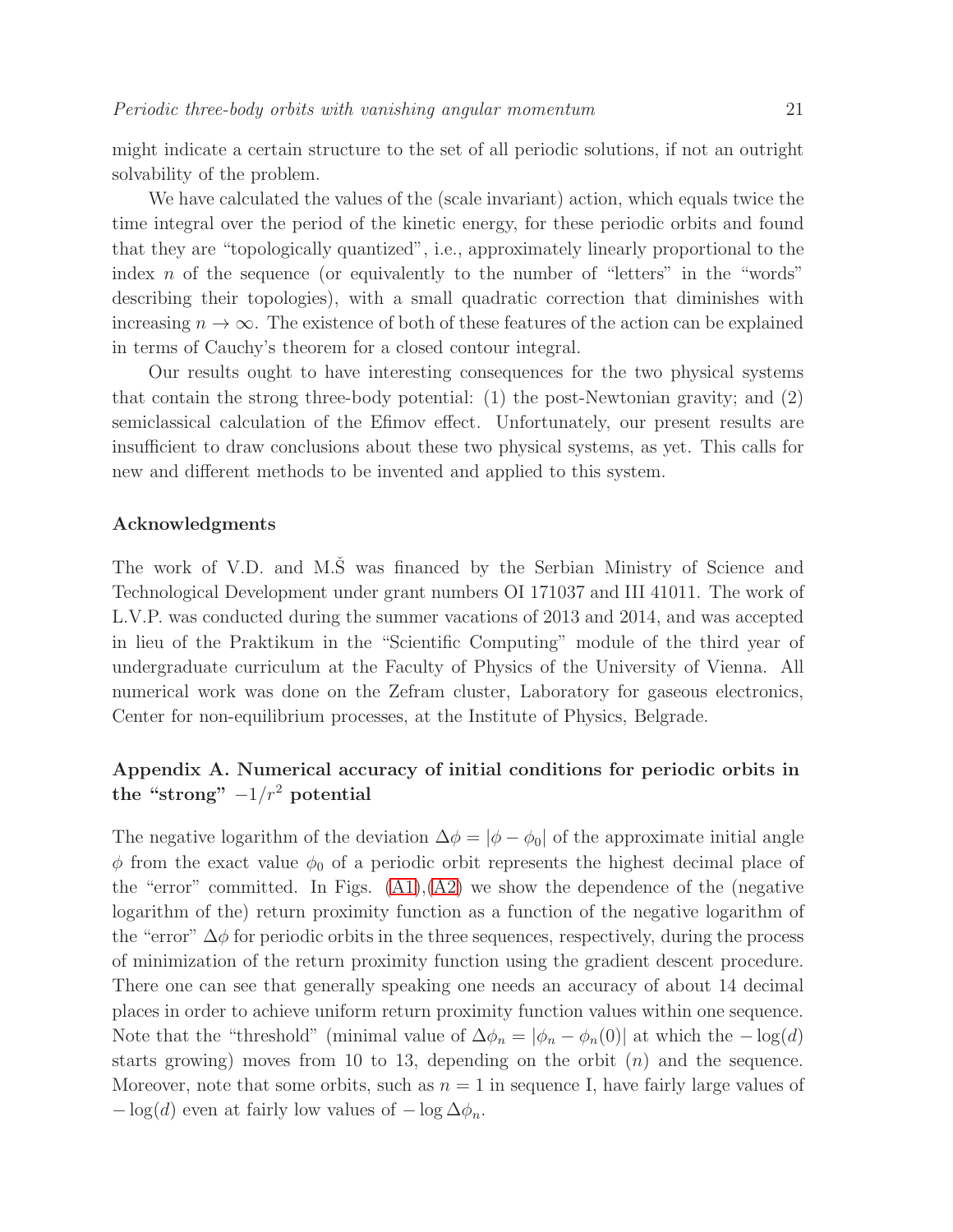might indicate a certain structure to the set of all periodic solutions, if not an outright solvability of the problem.

We have calculated the values of the (scale invariant) action, which equals twice the time integral over the period of the kinetic energy, for these periodic orbits and found that they are "topologically quantized", i.e., approximately linearly proportional to the index $n$ of the sequence (or equivalently to the number of "letters" in the "words" describing their topologies), with a small quadratic correction that diminishes with increasing $n \to \infty$. The existence of both of these features of the action can be explained in terms of Cauchy's theorem for a closed contour integral.

Our results ought to have interesting consequences for the two physical systems that contain the strong three-body potential: (1) the post-Newtonian gravity; and (2) semiclassical calculation of the Efimov effect. Unfortunately, our present results are insufficient to draw conclusions about these two physical systems, as yet. This calls for new and different methods to be invented and applied to this system.

## Acknowledgments

The work of V.D. and M.Š was financed by the Serbian Ministry of Science and Technological Development under grant numbers OI 171037 and III 41011. The work of L.V.P. was conducted during the summer vacations of 2013 and 2014, and was accepted in lieu of the Praktikum in the "Scientific Computing" module of the third year of undergraduate curriculum at the Faculty of Physics of the University of Vienna. All numerical work was done on the Zefram cluster, Laboratory for gaseous electronics, Center for non-equilibrium processes, at the Institute of Physics, Belgrade.

## Appendix A. Numerical accuracy of initial conditions for periodic orbits in the "strong" $-1/r^2$ potential

The negative logarithm of the deviation $\Delta\phi = |\phi - \phi_0|$ of the approximate initial angle $\phi$ from the exact value $\phi_0$ of a periodic orbit represents the highest decimal place of the "error" committed. In Figs. (A1),(A2) we show the dependence of the (negative logarithm of the) return proximity function as a function of the negative logarithm of the "error" $\Delta\phi$ for periodic orbits in the three sequences, respectively, during the process of minimization of the return proximity function using the gradient descent procedure. There one can see that generally speaking one needs an accuracy of about 14 decimal places in order to achieve uniform return proximity function values within one sequence. Note that the "threshold" (minimal value of $\Delta\phi_n = |\phi_n - \phi_n(0)|$ at which the $-\log(d)$ starts growing) moves from 10 to 13, depending on the orbit ($n$) and the sequence. Moreover, note that some orbits, such as $n = 1$ in sequence I, have fairly large values of $-\log(d)$ even at fairly low values of $-\log \Delta\phi_n$.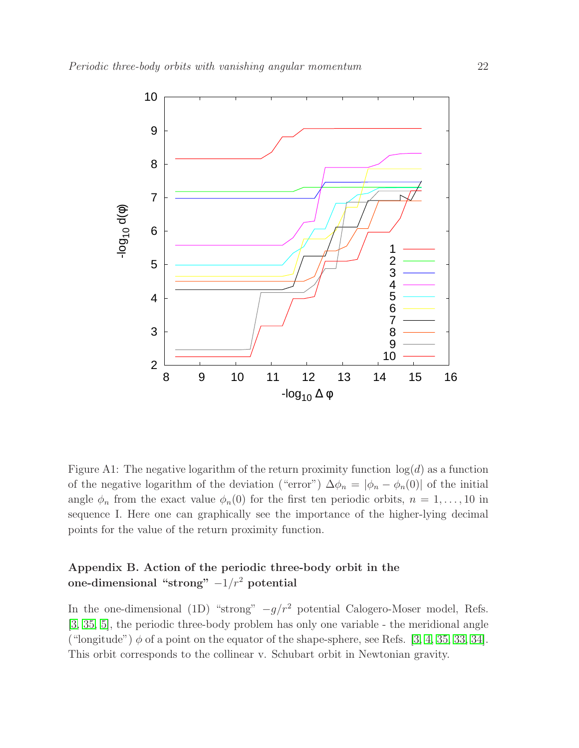Figure A1: The negative logarithm of the return proximity function $\log(d)$ as a function of the negative logarithm of the deviation ("error") $\Delta\phi_n = |\phi_n - \phi_n(0)|$ of the initial angle $\phi_n$ from the exact value $\phi_n(0)$ for the first ten periodic orbits, $n = 1, \ldots, 10$ in sequence I. Here one can graphically see the importance of the higher-lying decimal points for the value of the return proximity function.

## Appendix B. Action of the periodic three-body orbit in the one-dimensional "strong" $-1/r^2$ potential

In the one-dimensional (1D) "strong" $-g/r^2$ potential Calogero-Moser model, Refs. [3, 35, 5], the periodic three-body problem has only one variable - the meridional angle ("longitude") $\phi$ of a point on the equator of the shape-sphere, see Refs. [3, 4, 35, 33, 34]. This orbit corresponds to the collinear v. Schubart orbit in Newtonian gravity.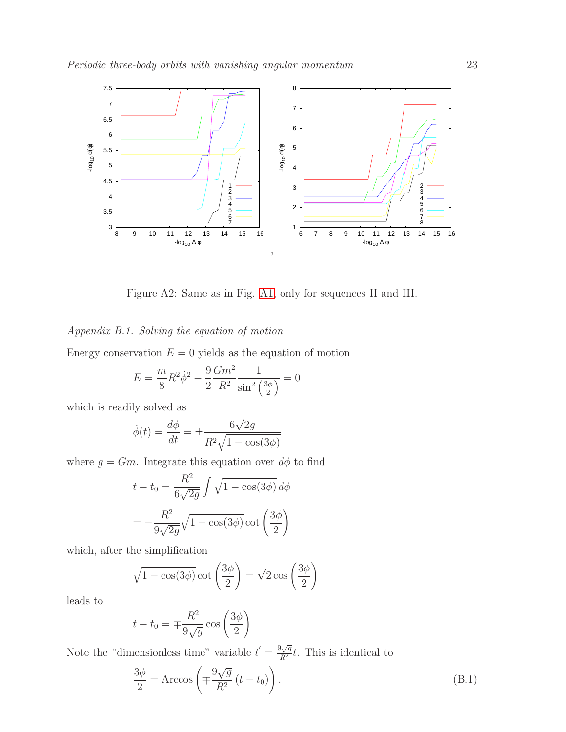Figure A2: Same as in Fig. A1, only for sequences II and III.

*Appendix B.1. Solving the equation of motion*

Energy conservation $E = 0$ yields as the equation of motion

$$E = \frac{m}{8} R^2 \dot{\phi}^2 - \frac{9}{2} \frac{Gm^2}{R^2} \frac{1}{\sin^2\left(\frac{3\phi}{2}\right)} = 0$$

which is readily solved as

$$\dot{\phi}(t) = \frac{d\phi}{dt} = \pm \frac{6\sqrt{2g}}{R^2 \sqrt{1 - \cos(3\phi)}}$$

where $g = Gm$. Integrate this equation over $d\phi$ to find

$$t - t_0 = \frac{R^2}{6\sqrt{2g}} \int \sqrt{1 - \cos(3\phi)}\, d\phi$$

$$= -\frac{R^2}{9\sqrt{2g}} \sqrt{1 - \cos(3\phi)} \cot\left(\frac{3\phi}{2}\right)$$

which, after the simplification

$$\sqrt{1 - \cos(3\phi)} \cot\left(\frac{3\phi}{2}\right) = \sqrt{2} \cos\left(\frac{3\phi}{2}\right)$$

leads to

$$t - t_0 = \mp \frac{R^2}{9\sqrt{g}} \cos\left(\frac{3\phi}{2}\right)$$

Note the "dimensionless time" variable $t' = \frac{9\sqrt{g}}{R^2} t$. This is identical to

$$\frac{3\phi}{2} = \mathrm{Arccos}\left(\mp \frac{9\sqrt{g}}{R^2} (t - t_0)\right). \tag{B.1}$$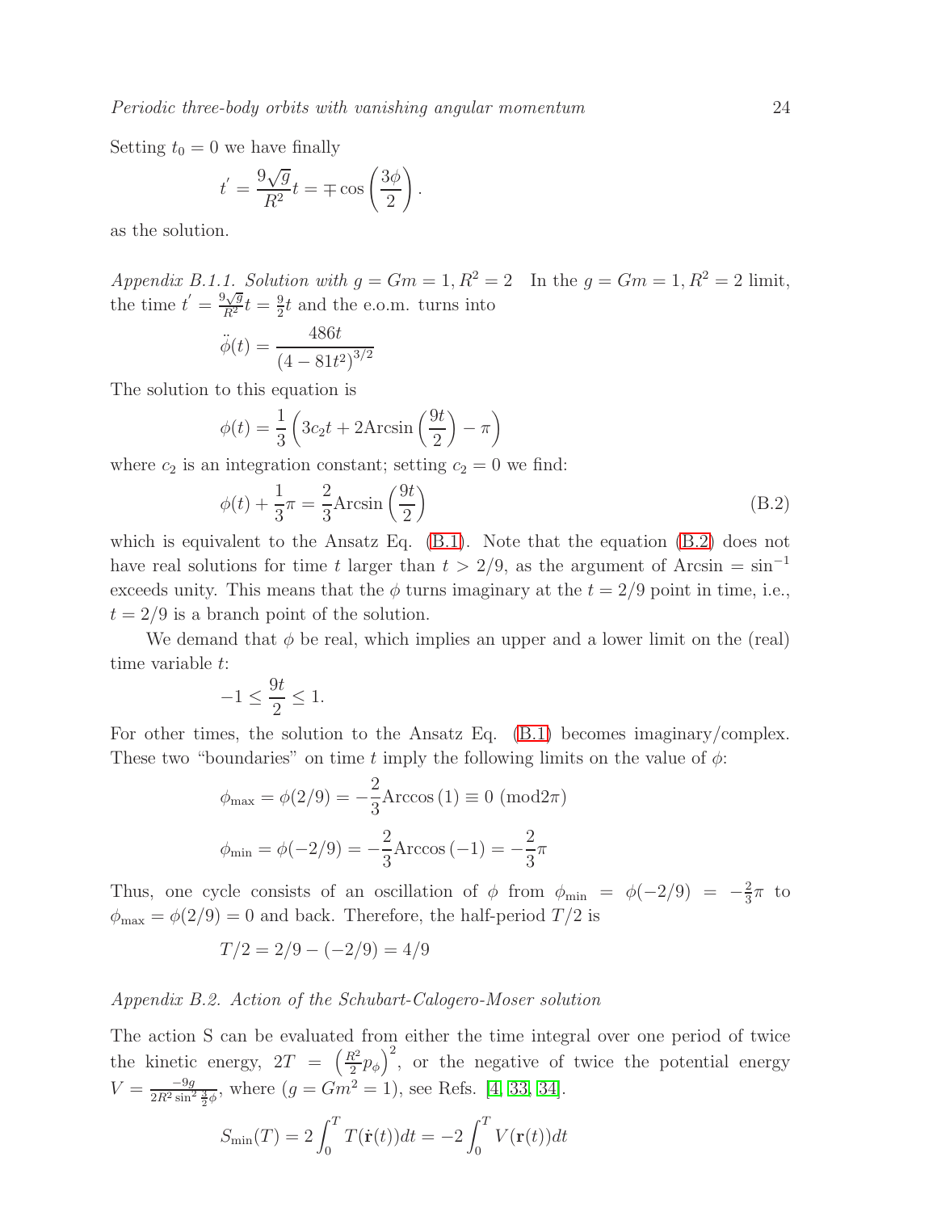Setting $t_0 = 0$ we have finally

$$t^{'} = \frac{9\sqrt{g}}{R^2} t = \mp \cos\left(\frac{3\phi}{2}\right).$$

as the solution.

*Appendix B.1.1. Solution with $g = Gm = 1, R^2 = 2$* In the $g = Gm = 1, R^2 = 2$ limit, the time $t^{'} = \frac{9\sqrt{g}}{R^2} t = \frac{9}{2} t$ and the e.o.m. turns into

$$\ddot{\phi}(t) = \frac{486t}{\left(4 - 81t^2\right)^{3/2}}$$

The solution to this equation is

$$\phi(t) = \frac{1}{3}\left(3c_2 t + 2\text{Arcsin}\left(\frac{9t}{2}\right) - \pi\right)$$

where $c_2$ is an integration constant; setting $c_2 = 0$ we find:

$$\phi(t) + \frac{1}{3}\pi = \frac{2}{3}\text{Arcsin}\left(\frac{9t}{2}\right) \tag{B.2}$$

which is equivalent to the Ansatz Eq. (B.1). Note that the equation (B.2) does not have real solutions for time $t$ larger than $t > 2/9$, as the argument of Arcsin $= \sin^{-1}$ exceeds unity. This means that the $\phi$ turns imaginary at the $t = 2/9$ point in time, i.e., $t = 2/9$ is a branch point of the solution.

We demand that $\phi$ be real, which implies an upper and a lower limit on the (real) time variable $t$:

$$-1 \leq \frac{9t}{2} \leq 1.$$

For other times, the solution to the Ansatz Eq. (B.1) becomes imaginary/complex. These two "boundaries" on time $t$ imply the following limits on the value of $\phi$:

$$\phi_{\max} = \phi(2/9) = -\frac{2}{3}\text{Arccos}\left(1\right) \equiv 0 \ (\text{mod} 2\pi)$$

$$\phi_{\min} = \phi(-2/9) = -\frac{2}{3}\text{Arccos}\left(-1\right) = -\frac{2}{3}\pi$$

Thus, one cycle consists of an oscillation of $\phi$ from $\phi_{\min} = \phi(-2/9) = -\frac{2}{3}\pi$ to $\phi_{\max} = \phi(2/9) = 0$ and back. Therefore, the half-period $T/2$ is

$$T/2 = 2/9 - (-2/9) = 4/9$$

*Appendix B.2. Action of the Schubart-Calogero-Moser solution*

The action S can be evaluated from either the time integral over one period of twice the kinetic energy, $2T = \left(\frac{R^2}{2} p_\phi\right)^2$, or the negative of twice the potential energy $V = \frac{-9g}{2R^2 \sin^2 \frac{3}{2}\phi}$, where ($g = Gm^2 = 1$), see Refs. [4, 33, 34].

$$S_{\min}(T) = 2\int_0^T T(\dot{\mathbf{r}}(t))dt = -2\int_0^T V(\mathbf{r}(t))dt$$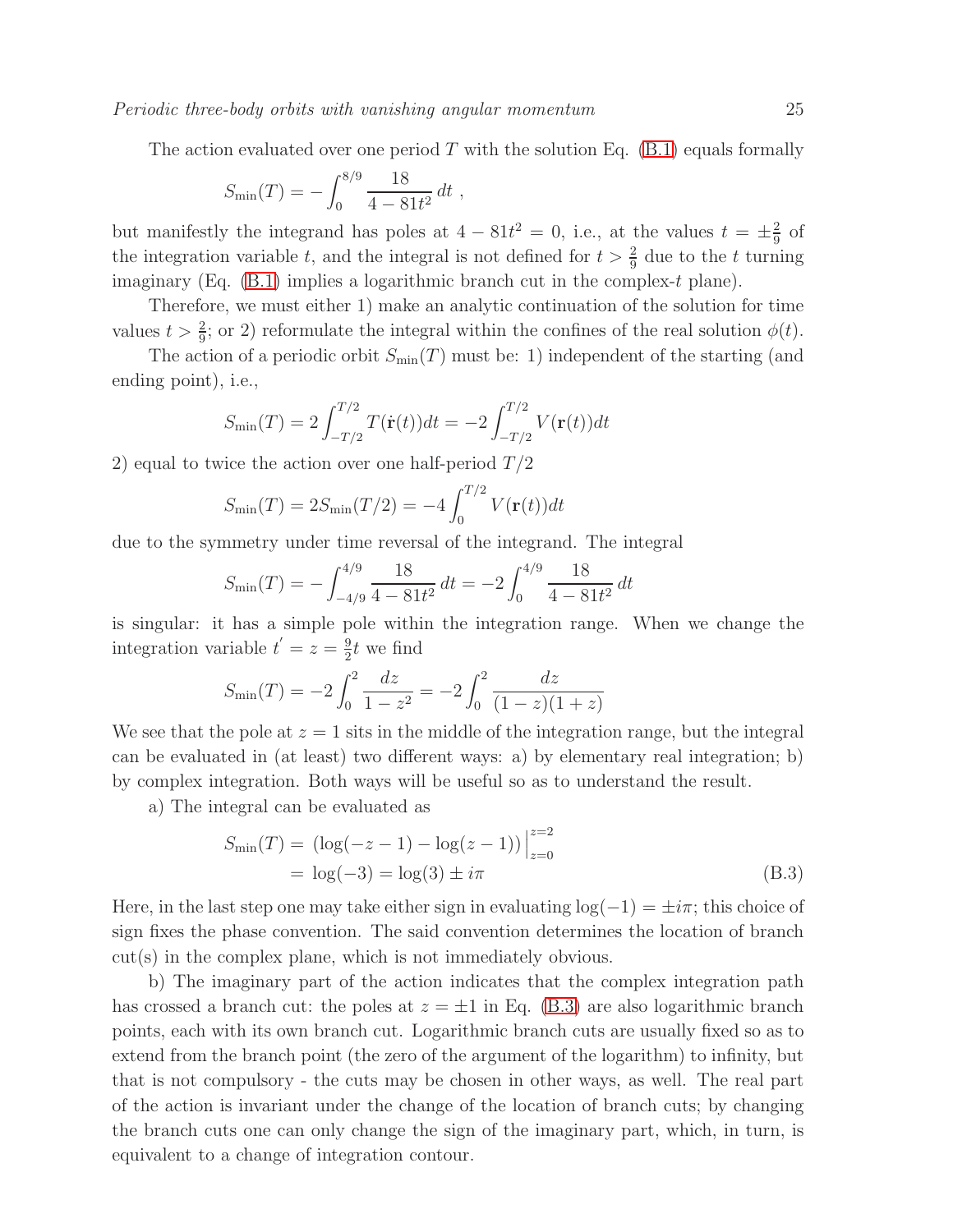The action evaluated over one period $T$ with the solution Eq. (B.1) equals formally

$$S_{\min}(T) = -\int_0^{8/9} \frac{18}{4 - 81t^2}\, dt\ ,$$

but manifestly the integrand has poles at $4 - 81t^2 = 0$, i.e., at the values $t = \pm\frac{2}{9}$ of the integration variable $t$, and the integral is not defined for $t > \frac{2}{9}$ due to the $t$ turning imaginary (Eq. (B.1) implies a logarithmic branch cut in the complex-$t$ plane).

Therefore, we must either 1) make an analytic continuation of the solution for time values $t > \frac{2}{9}$; or 2) reformulate the integral within the confines of the real solution $\phi(t)$.

The action of a periodic orbit $S_{\min}(T)$ must be: 1) independent of the starting (and ending point), i.e.,

$$S_{\min}(T) = 2\int_{-T/2}^{T/2} T(\dot{\mathbf{r}}(t))dt = -2\int_{-T/2}^{T/2} V(\mathbf{r}(t))dt$$

2) equal to twice the action over one half-period $T/2$

$$S_{\min}(T) = 2S_{\min}(T/2) = -4\int_0^{T/2} V(\mathbf{r}(t))dt$$

due to the symmetry under time reversal of the integrand. The integral

$$S_{\min}(T) = -\int_{-4/9}^{4/9} \frac{18}{4 - 81t^2}\, dt = -2\int_0^{4/9} \frac{18}{4 - 81t^2}\, dt$$

is singular: it has a simple pole within the integration range. When we change the integration variable $t^{'} = z = \frac{9}{2}t$ we find

$$S_{\min}(T) = -2\int_0^2 \frac{dz}{1 - z^2} = -2\int_0^2 \frac{dz}{(1 - z)(1 + z)}$$

We see that the pole at $z = 1$ sits in the middle of the integration range, but the integral can be evaluated in (at least) two different ways: a) by elementary real integration; b) by complex integration. Both ways will be useful so as to understand the result.

a) The integral can be evaluated as

$$\begin{aligned} S_{\min}(T) &= \left(\log(-z - 1) - \log(z - 1)\right)\Big|_{z=0}^{z=2} \\ &= \log(-3) = \log(3) \pm i\pi \end{aligned} \tag{B.3}$$

Here, in the last step one may take either sign in evaluating $\log(-1) = \pm i\pi$; this choice of sign fixes the phase convention. The said convention determines the location of branch cut(s) in the complex plane, which is not immediately obvious.

b) The imaginary part of the action indicates that the complex integration path has crossed a branch cut: the poles at $z = \pm 1$ in Eq. (B.3) are also logarithmic branch points, each with its own branch cut. Logarithmic branch cuts are usually fixed so as to extend from the branch point (the zero of the argument of the logarithm) to infinity, but that is not compulsory - the cuts may be chosen in other ways, as well. The real part of the action is invariant under the change of the location of branch cuts; by changing the branch cuts one can only change the sign of the imaginary part, which, in turn, is equivalent to a change of integration contour.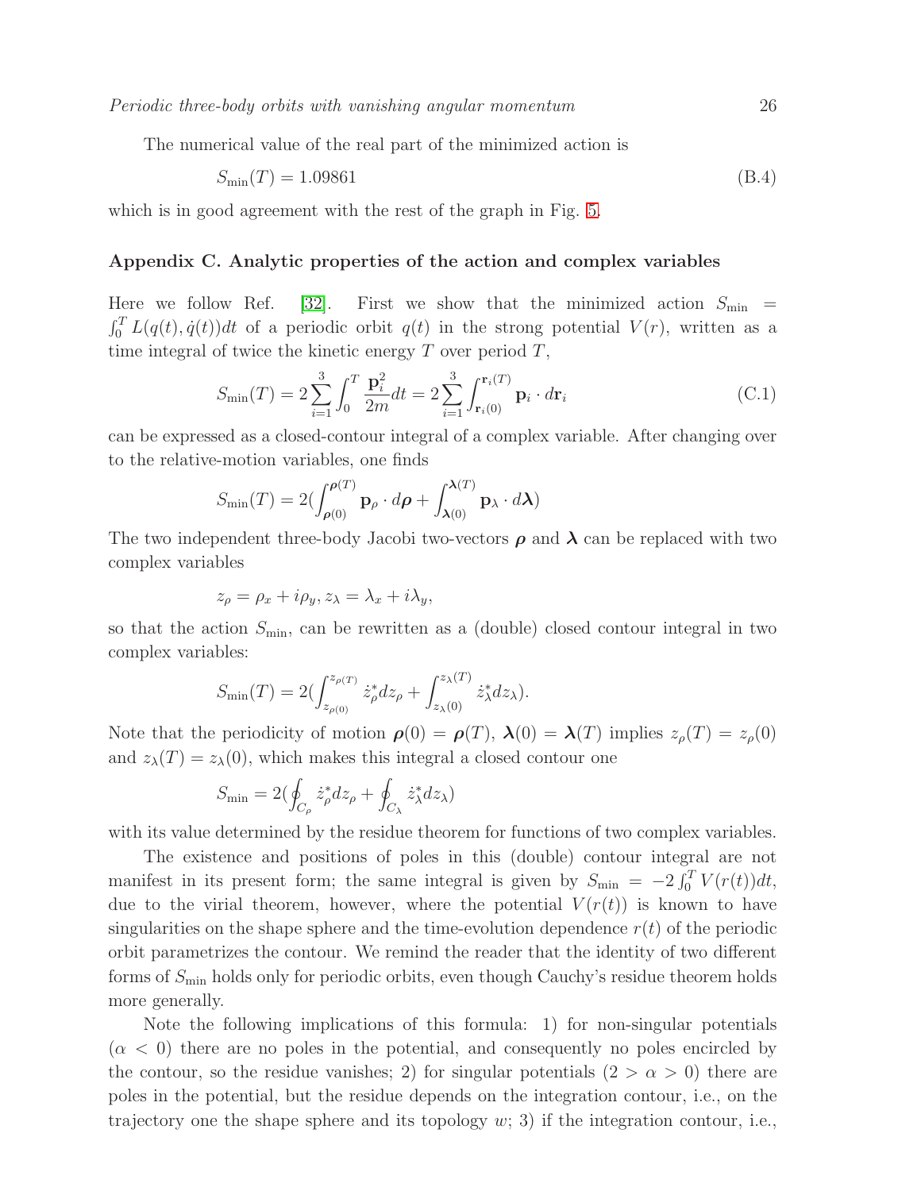The numerical value of the real part of the minimized action is

$$S_{\min}(T) = 1.09861 \tag{B.4}$$

which is in good agreement with the rest of the graph in Fig. 5.

## Appendix C. Analytic properties of the action and complex variables

Here we follow Ref. [32]. First we show that the minimized action $S_{\min} = \int_0^T L(q(t), \dot{q}(t))dt$ of a periodic orbit $q(t)$ in the strong potential $V(r)$, written as a time integral of twice the kinetic energy $T$ over period $T$,

$$S_{\min}(T) = 2\sum_{i=1}^{3}\int_0^T \frac{\mathbf{p}_i^2}{2m}dt = 2\sum_{i=1}^{3}\int_{\mathbf{r}_i(0)}^{\mathbf{r}_i(T)} \mathbf{p}_i \cdot d\mathbf{r}_i \tag{C.1}$$

can be expressed as a closed-contour integral of a complex variable. After changing over to the relative-motion variables, one finds

$$S_{\min}(T) = 2\left(\int_{\boldsymbol{\rho}(0)}^{\boldsymbol{\rho}(T)} \mathbf{p}_\rho \cdot d\boldsymbol{\rho} + \int_{\boldsymbol{\lambda}(0)}^{\boldsymbol{\lambda}(T)} \mathbf{p}_\lambda \cdot d\boldsymbol{\lambda}\right)$$

The two independent three-body Jacobi two-vectors $\boldsymbol{\rho}$ and $\boldsymbol{\lambda}$ can be replaced with two complex variables

$$z_\rho = \rho_x + i\rho_y, z_\lambda = \lambda_x + i\lambda_y,$$

so that the action $S_{\min}$, can be rewritten as a (double) closed contour integral in two complex variables:

$$S_{\min}(T) = 2\left(\int_{z_{\rho(0)}}^{z_{\rho(T)}} \dot{z}_\rho^* dz_\rho + \int_{z_\lambda(0)}^{z_\lambda(T)} \dot{z}_\lambda^* dz_\lambda\right).$$

Note that the periodicity of motion $\boldsymbol{\rho}(0) = \boldsymbol{\rho}(T)$, $\boldsymbol{\lambda}(0) = \boldsymbol{\lambda}(T)$ implies $z_\rho(T) = z_\rho(0)$ and $z_\lambda(T) = z_\lambda(0)$, which makes this integral a closed contour one

$$S_{\min} = 2\left(\oint_{C_\rho} \dot{z}_\rho^* dz_\rho + \oint_{C_\lambda} \dot{z}_\lambda^* dz_\lambda\right)$$

with its value determined by the residue theorem for functions of two complex variables.

The existence and positions of poles in this (double) contour integral are not manifest in its present form; the same integral is given by $S_{\min} = -2\int_0^T V(r(t))dt$, due to the virial theorem, however, where the potential $V(r(t))$ is known to have singularities on the shape sphere and the time-evolution dependence $r(t)$ of the periodic orbit parametrizes the contour. We remind the reader that the identity of two different forms of $S_{\min}$ holds only for periodic orbits, even though Cauchy's residue theorem holds more generally.

Note the following implications of this formula: 1) for non-singular potentials ($\alpha < 0$) there are no poles in the potential, and consequently no poles encircled by the contour, so the residue vanishes; 2) for singular potentials ($2 > \alpha > 0$) there are poles in the potential, but the residue depends on the integration contour, i.e., on the trajectory one the shape sphere and its topology $w$; 3) if the integration contour, i.e.,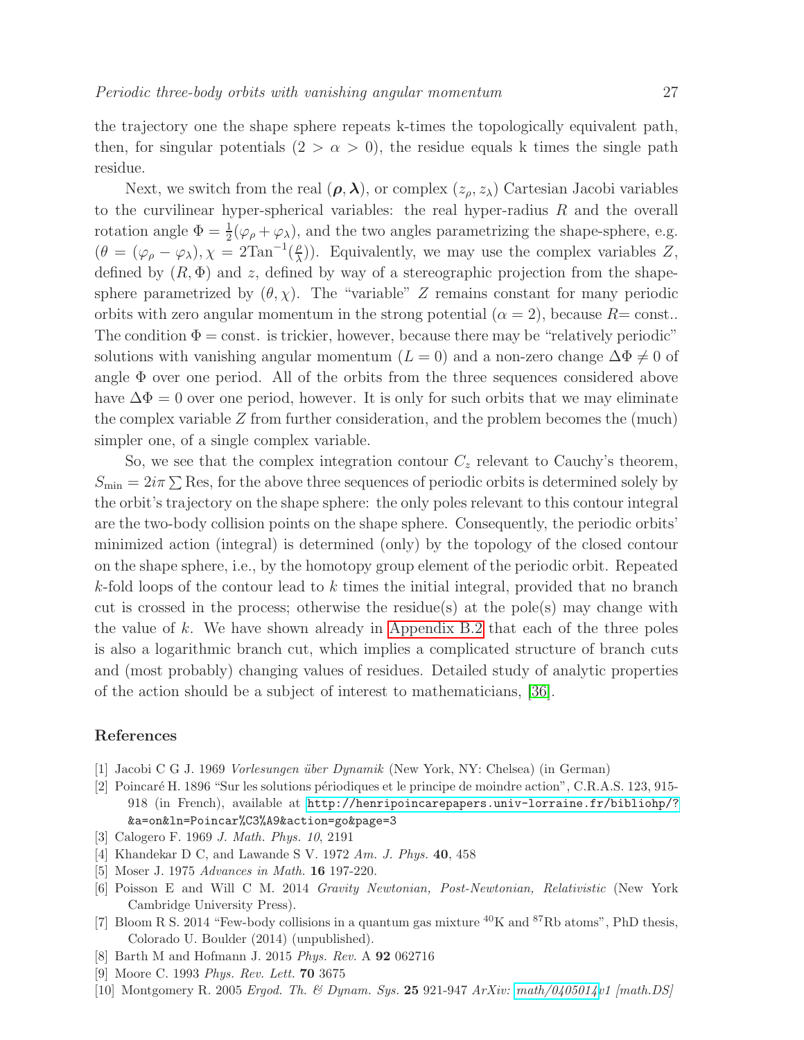the trajectory one the shape sphere repeats k-times the topologically equivalent path, then, for singular potentials ($2 > \alpha > 0$), the residue equals k times the single path residue.

Next, we switch from the real $(\boldsymbol{\rho}, \boldsymbol{\lambda})$, or complex $(z_\rho, z_\lambda)$ Cartesian Jacobi variables to the curvilinear hyper-spherical variables: the real hyper-radius $R$ and the overall rotation angle $\Phi = \frac{1}{2}(\varphi_\rho + \varphi_\lambda)$, and the two angles parametrizing the shape-sphere, e.g. $(\theta = (\varphi_\rho - \varphi_\lambda), \chi = 2\mathrm{Tan}^{-1}(\frac{\rho}{\lambda}))$. Equivalently, we may use the complex variables $Z$, defined by $(R, \Phi)$ and $z$, defined by way of a stereographic projection from the shape-sphere parametrized by $(\theta, \chi)$. The "variable" $Z$ remains constant for many periodic orbits with zero angular momentum in the strong potential ($\alpha = 2$), because $R$= const.. The condition $\Phi =$ const. is trickier, however, because there may be "relatively periodic" solutions with vanishing angular momentum ($L = 0$) and a non-zero change $\Delta\Phi \neq 0$ of angle $\Phi$ over one period. All of the orbits from the three sequences considered above have $\Delta\Phi = 0$ over one period, however. It is only for such orbits that we may eliminate the complex variable $Z$ from further consideration, and the problem becomes the (much) simpler one, of a single complex variable.

So, we see that the complex integration contour $C_z$ relevant to Cauchy's theorem, $S_{\min} = 2i\pi \sum \mathrm{Res}$, for the above three sequences of periodic orbits is determined solely by the orbit's trajectory on the shape sphere: the only poles relevant to this contour integral are the two-body collision points on the shape sphere. Consequently, the periodic orbits' minimized action (integral) is determined (only) by the topology of the closed contour on the shape sphere, i.e., by the homotopy group element of the periodic orbit. Repeated $k$-fold loops of the contour lead to $k$ times the initial integral, provided that no branch cut is crossed in the process; otherwise the residue(s) at the pole(s) may change with the value of $k$. We have shown already in Appendix B.2 that each of the three poles is also a logarithmic branch cut, which implies a complicated structure of branch cuts and (most probably) changing values of residues. Detailed study of analytic properties of the action should be a subject of interest to mathematicians, [36].

## References

[1] Jacobi C G J. 1969 *Vorlesungen über Dynamik* (New York, NY: Chelsea) (in German)

[2] Poincaré H. 1896 "Sur les solutions périodiques et le principe de moindre action", C.R.A.S. 123, 915-918 (in French), available at http://henripoincarepapers.univ-lorraine.fr/bibliohp/?&a=on&ln=Poincar%C3%A9&action=go&page=3

[3] Calogero F. 1969 *J. Math. Phys. 10*, 2191

[4] Khandekar D C, and Lawande S V. 1972 *Am. J. Phys.* **40**, 458

[5] Moser J. 1975 *Advances in Math.* **16** 197-220.

[6] Poisson E and Will C M. 2014 *Gravity Newtonian, Post-Newtonian, Relativistic* (New York Cambridge University Press).

[7] Bloom R S. 2014 "Few-body collisions in a quantum gas mixture $^{40}$K and $^{87}$Rb atoms", PhD thesis, Colorado U. Boulder (2014) (unpublished).

[8] Barth M and Hofmann J. 2015 *Phys. Rev.* A **92** 062716

[9] Moore C. 1993 *Phys. Rev. Lett.* **70** 3675

[10] Montgomery R. 2005 *Ergod. Th. & Dynam. Sys.* **25** 921-947 *ArXiv: math/0405014v1 [math.DS]*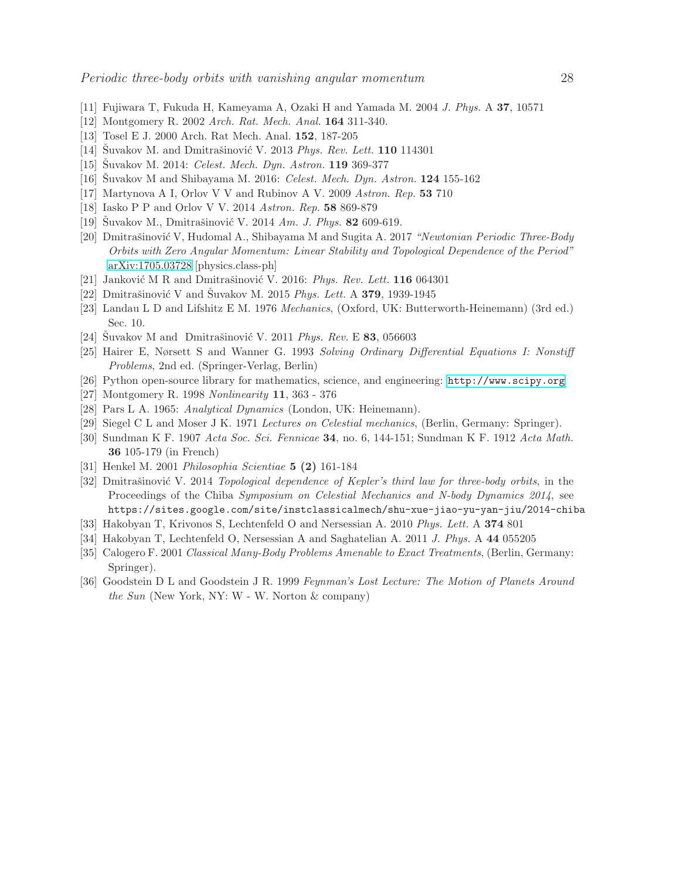[11] Fujiwara T, Fukuda H, Kameyama A, Ozaki H and Yamada M. 2004 *J. Phys.* A **37**, 10571

[12] Montgomery R. 2002 *Arch. Rat. Mech. Anal.* **164** 311-340.

[13] Tosel E J. 2000 Arch. Rat Mech. Anal. **152**, 187-205

[14] Šuvakov M. and Dmitrašinović V. 2013 *Phys. Rev. Lett.* **110** 114301

[15] Šuvakov M. 2014: *Celest. Mech. Dyn. Astron.* **119** 369-377

[16] Šuvakov M and Shibayama M. 2016: *Celest. Mech. Dyn. Astron.* **124** 155-162

[17] Martynova A I, Orlov V V and Rubinov A V. 2009 *Astron. Rep.* **53** 710

[18] Iasko P P and Orlov V V. 2014 *Astron. Rep.* **58** 869-879

[19] Šuvakov M., Dmitrašinović V. 2014 *Am. J. Phys.* **82** 609-619.

[20] Dmitrašinović V, Hudomal A., Shibayama M and Sugita A. 2017 *"Newtonian Periodic Three-Body Orbits with Zero Angular Momentum: Linear Stability and Topological Dependence of the Period"* arXiv:1705.03728 [physics.class-ph]

[21] Janković M R and Dmitrašinović V. 2016: *Phys. Rev. Lett.* **116** 064301

[22] Dmitrašinović V and Šuvakov M. 2015 *Phys. Lett.* A **379**, 1939-1945

[23] Landau L D and Lifshitz E M. 1976 *Mechanics*, (Oxford, UK: Butterworth-Heinemann) (3rd ed.) Sec. 10.

[24] Šuvakov M and Dmitrašinović V. 2011 *Phys. Rev.* E **83**, 056603

[25] Hairer E, Nørsett S and Wanner G. 1993 *Solving Ordinary Differential Equations I: Nonstiff Problems*, 2nd ed. (Springer-Verlag, Berlin)

[26] Python open-source library for mathematics, science, and engineering: `http://www.scipy.org`

[27] Montgomery R. 1998 *Nonlinearity* **11**, 363 - 376

[28] Pars L A. 1965: *Analytical Dynamics* (London, UK: Heinemann).

[29] Siegel C L and Moser J K. 1971 *Lectures on Celestial mechanics*, (Berlin, Germany: Springer).

[30] Sundman K F. 1907 *Acta Soc. Sci. Fennicae* **34**, no. 6, 144-151; Sundman K F. 1912 *Acta Math.* **36** 105-179 (in French)

[31] Henkel M. 2001 *Philosophia Scientiae* **5 (2)** 161-184

[32] Dmitrašinović V. 2014 *Topological dependence of Kepler's third law for three-body orbits*, in the Proceedings of the Chiba *Symposium on Celestial Mechanics and N-body Dynamics 2014*, see `https://sites.google.com/site/instclassicalmech/shu-xue-jiao-yu-yan-jiu/2014-chiba`

[33] Hakobyan T, Krivonos S, Lechtenfeld O and Nersessian A. 2010 *Phys. Lett.* A **374** 801

[34] Hakobyan T, Lechtenfeld O, Nersessian A and Saghatelian A. 2011 *J. Phys.* A **44** 055205

[35] Calogero F. 2001 *Classical Many-Body Problems Amenable to Exact Treatments*, (Berlin, Germany: Springer).

[36] Goodstein D L and Goodstein J R. 1999 *Feynman's Lost Lecture: The Motion of Planets Around the Sun* (New York, NY: W - W. Norton & company)